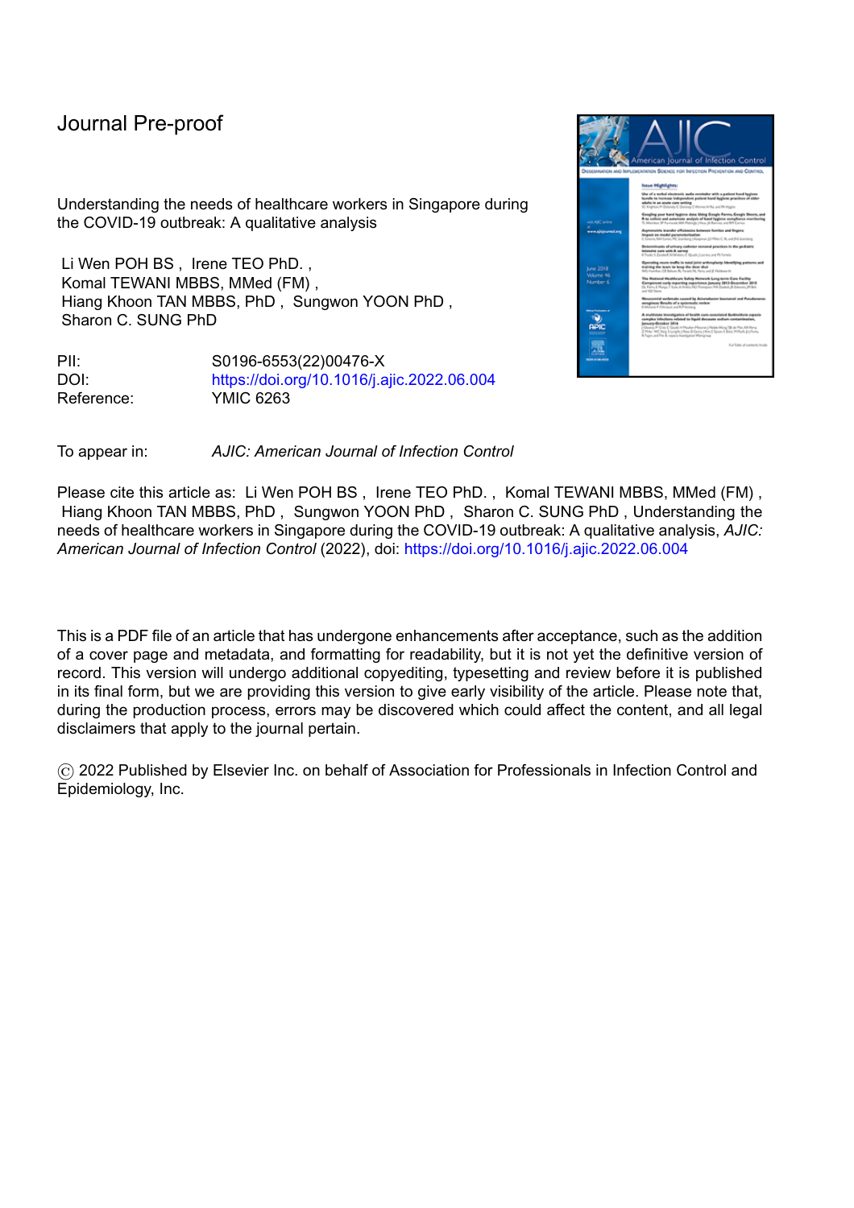Journal Pre-proof

Understanding the needs of healthcare workers in Singapore during the COVID-19 outbreak: A qualitative analysis

Li Wen POH BS , Irene TEO PhD. , Komal TEWANI MBBS, MMed (FM) , Hiang Khoon TAN MBBS, PhD , Sungwon YOON PhD , Sharon C. SUNG PhD

PII: S0196-6553(22)00476-X
DOI: https://doi.org/10.1016/j.ajic.2022.06.004
Reference: YMIC 6263

To appear in: *AJIC: American Journal of Infection Control*

Please cite this article as: Li Wen POH BS , Irene TEO PhD. , Komal TEWANI MBBS, MMed (FM) , Hiang Khoon TAN MBBS, PhD , Sungwon YOON PhD , Sharon C. SUNG PhD , Understanding the needs of healthcare workers in Singapore during the COVID-19 outbreak: A qualitative analysis, *AJIC: American Journal of Infection Control* (2022), doi: https://doi.org/10.1016/j.ajic.2022.06.004

This is a PDF file of an article that has undergone enhancements after acceptance, such as the addition of a cover page and metadata, and formatting for readability, but it is not yet the definitive version of record. This version will undergo additional copyediting, typesetting and review before it is published in its final form, but we are providing this version to give early visibility of the article. Please note that, during the production process, errors may be discovered which could affect the content, and all legal disclaimers that apply to the journal pertain.

© 2022 Published by Elsevier Inc. on behalf of Association for Professionals in Infection Control and Epidemiology, Inc.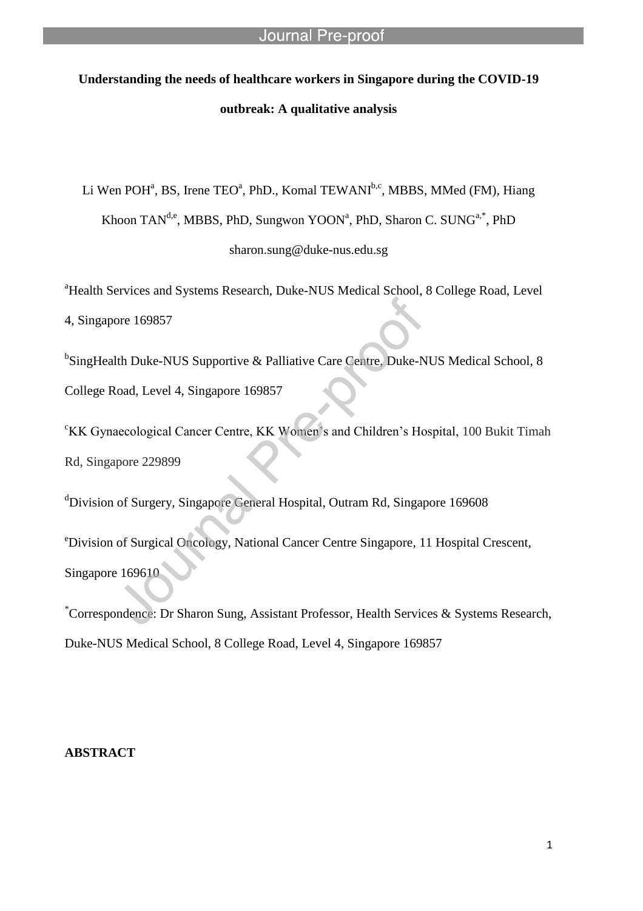**Understanding the needs of healthcare workers in Singapore during the COVID-19 outbreak: A qualitative analysis**

Li Wen POH[a], BS, Irene TEO[a], PhD., Komal TEWANI[b,c], MBBS, MMed (FM), Hiang Khoon TAN[d,e], MBBS, PhD, Sungwon YOON[a], PhD, Sharon C. SUNG[a,*], PhD

sharon.sung@duke-nus.edu.sg

[a]Health Services and Systems Research, Duke-NUS Medical School, 8 College Road, Level 4, Singapore 169857

[b]SingHealth Duke-NUS Supportive & Palliative Care Centre, Duke-NUS Medical School, 8 College Road, Level 4, Singapore 169857

[c]KK Gynaecological Cancer Centre, KK Women's and Children's Hospital, 100 Bukit Timah Rd, Singapore 229899

[d]Division of Surgery, Singapore General Hospital, Outram Rd, Singapore 169608

[e]Division of Surgical Oncology, National Cancer Centre Singapore, 11 Hospital Crescent, Singapore 169610

[*]Correspondence: Dr Sharon Sung, Assistant Professor, Health Services & Systems Research, Duke-NUS Medical School, 8 College Road, Level 4, Singapore 169857

**ABSTRACT**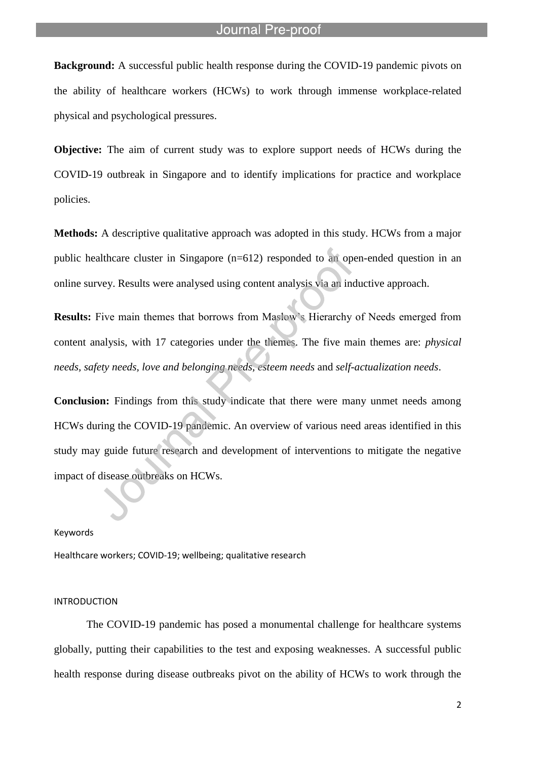**Background:** A successful public health response during the COVID-19 pandemic pivots on the ability of healthcare workers (HCWs) to work through immense workplace-related physical and psychological pressures.

**Objective:** The aim of current study was to explore support needs of HCWs during the COVID-19 outbreak in Singapore and to identify implications for practice and workplace policies.

**Methods:** A descriptive qualitative approach was adopted in this study. HCWs from a major public healthcare cluster in Singapore (n=612) responded to an open-ended question in an online survey. Results were analysed using content analysis via an inductive approach.

**Results:** Five main themes that borrows from Maslow's Hierarchy of Needs emerged from content analysis, with 17 categories under the themes. The five main themes are: *physical needs, safety needs, love and belonging needs, esteem needs* and *self-actualization needs*.

**Conclusion:** Findings from this study indicate that there were many unmet needs among HCWs during the COVID-19 pandemic. An overview of various need areas identified in this study may guide future research and development of interventions to mitigate the negative impact of disease outbreaks on HCWs.

Keywords

Healthcare workers; COVID-19; wellbeing; qualitative research

## INTRODUCTION

The COVID-19 pandemic has posed a monumental challenge for healthcare systems globally, putting their capabilities to the test and exposing weaknesses. A successful public health response during disease outbreaks pivot on the ability of HCWs to work through the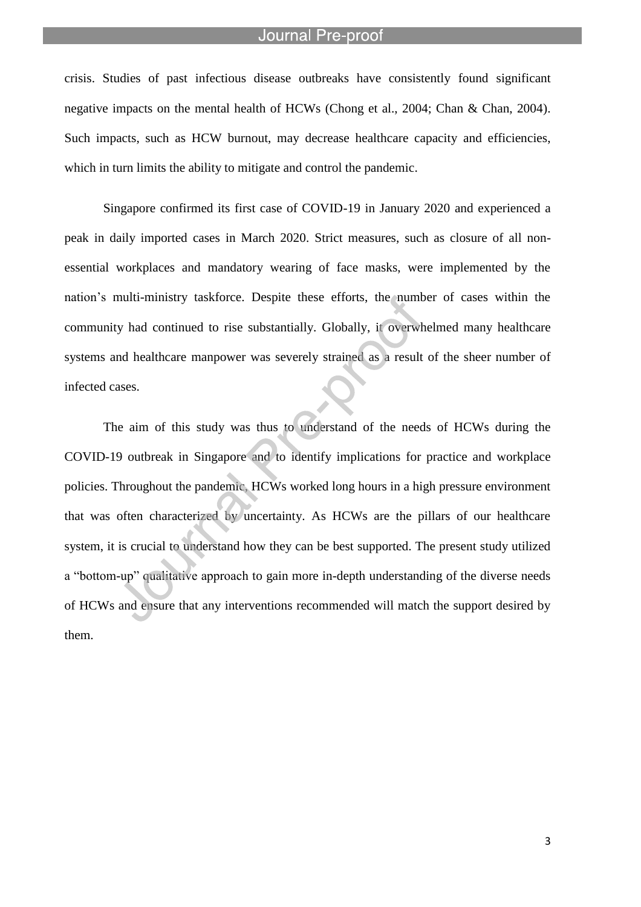crisis. Studies of past infectious disease outbreaks have consistently found significant negative impacts on the mental health of HCWs (Chong et al., 2004; Chan & Chan, 2004). Such impacts, such as HCW burnout, may decrease healthcare capacity and efficiencies, which in turn limits the ability to mitigate and control the pandemic.

Singapore confirmed its first case of COVID-19 in January 2020 and experienced a peak in daily imported cases in March 2020. Strict measures, such as closure of all non-essential workplaces and mandatory wearing of face masks, were implemented by the nation's multi-ministry taskforce. Despite these efforts, the number of cases within the community had continued to rise substantially. Globally, it overwhelmed many healthcare systems and healthcare manpower was severely strained as a result of the sheer number of infected cases.

The aim of this study was thus to understand of the needs of HCWs during the COVID-19 outbreak in Singapore and to identify implications for practice and workplace policies. Throughout the pandemic, HCWs worked long hours in a high pressure environment that was often characterized by uncertainty. As HCWs are the pillars of our healthcare system, it is crucial to understand how they can be best supported. The present study utilized a "bottom-up" qualitative approach to gain more in-depth understanding of the diverse needs of HCWs and ensure that any interventions recommended will match the support desired by them.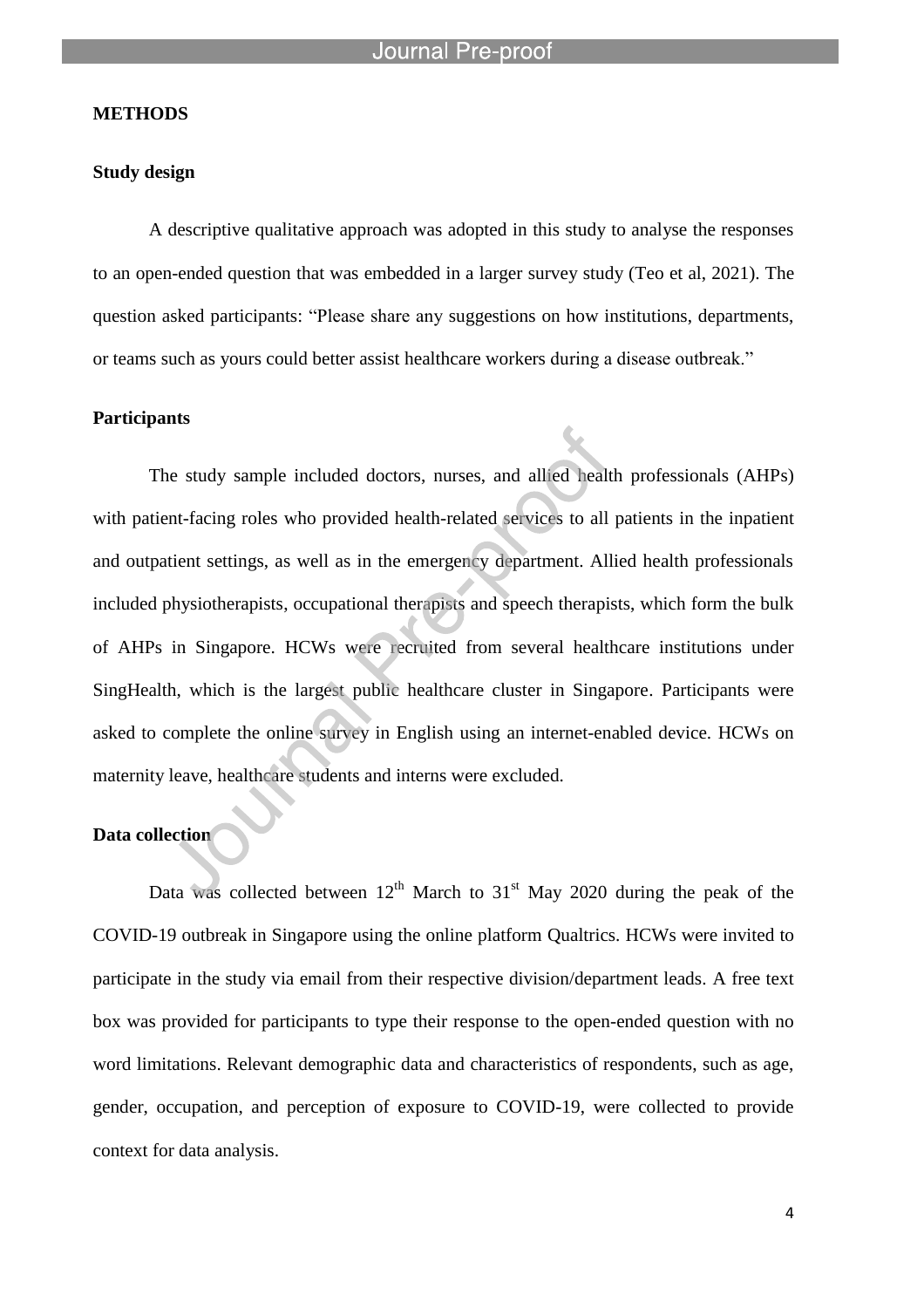## METHODS

### Study design

A descriptive qualitative approach was adopted in this study to analyse the responses to an open-ended question that was embedded in a larger survey study (Teo et al, 2021). The question asked participants: "Please share any suggestions on how institutions, departments, or teams such as yours could better assist healthcare workers during a disease outbreak."

### Participants

The study sample included doctors, nurses, and allied health professionals (AHPs) with patient-facing roles who provided health-related services to all patients in the inpatient and outpatient settings, as well as in the emergency department. Allied health professionals included physiotherapists, occupational therapists and speech therapists, which form the bulk of AHPs in Singapore. HCWs were recruited from several healthcare institutions under SingHealth, which is the largest public healthcare cluster in Singapore. Participants were asked to complete the online survey in English using an internet-enabled device. HCWs on maternity leave, healthcare students and interns were excluded.

### Data collection

Data was collected between 12th March to 31st May 2020 during the peak of the COVID-19 outbreak in Singapore using the online platform Qualtrics. HCWs were invited to participate in the study via email from their respective division/department leads. A free text box was provided for participants to type their response to the open-ended question with no word limitations. Relevant demographic data and characteristics of respondents, such as age, gender, occupation, and perception of exposure to COVID-19, were collected to provide context for data analysis.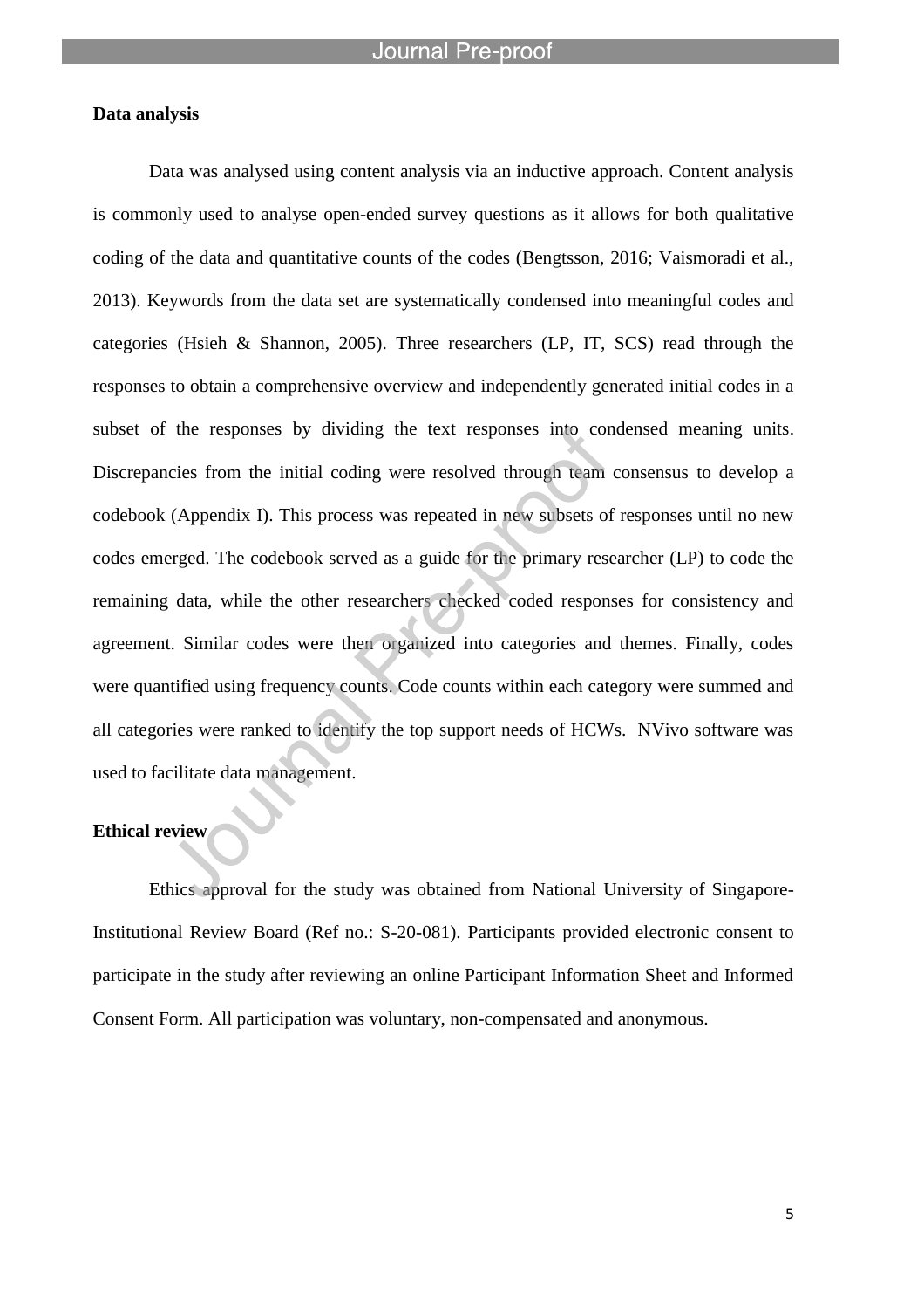**Data analysis**

Data was analysed using content analysis via an inductive approach. Content analysis is commonly used to analyse open-ended survey questions as it allows for both qualitative coding of the data and quantitative counts of the codes (Bengtsson, 2016; Vaismoradi et al., 2013). Keywords from the data set are systematically condensed into meaningful codes and categories (Hsieh & Shannon, 2005). Three researchers (LP, IT, SCS) read through the responses to obtain a comprehensive overview and independently generated initial codes in a subset of the responses by dividing the text responses into condensed meaning units. Discrepancies from the initial coding were resolved through team consensus to develop a codebook (Appendix I). This process was repeated in new subsets of responses until no new codes emerged. The codebook served as a guide for the primary researcher (LP) to code the remaining data, while the other researchers checked coded responses for consistency and agreement. Similar codes were then organized into categories and themes. Finally, codes were quantified using frequency counts. Code counts within each category were summed and all categories were ranked to identify the top support needs of HCWs. NVivo software was used to facilitate data management.

**Ethical review**

Ethics approval for the study was obtained from National University of Singapore-Institutional Review Board (Ref no.: S-20-081). Participants provided electronic consent to participate in the study after reviewing an online Participant Information Sheet and Informed Consent Form. All participation was voluntary, non-compensated and anonymous.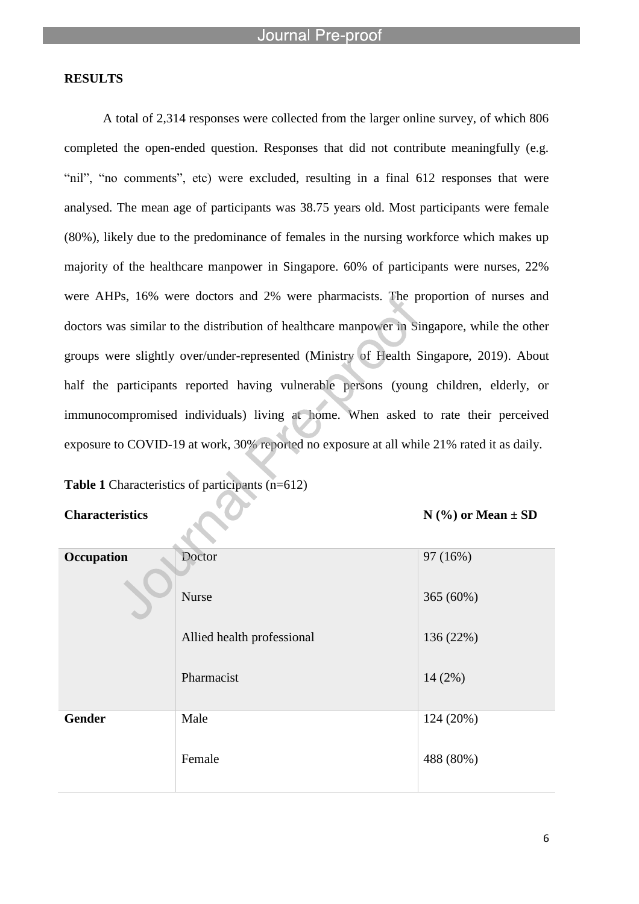## RESULTS

A total of 2,314 responses were collected from the larger online survey, of which 806 completed the open-ended question. Responses that did not contribute meaningfully (e.g. "nil", "no comments", etc) were excluded, resulting in a final 612 responses that were analysed. The mean age of participants was 38.75 years old. Most participants were female (80%), likely due to the predominance of females in the nursing workforce which makes up majority of the healthcare manpower in Singapore. 60% of participants were nurses, 22% were AHPs, 16% were doctors and 2% were pharmacists. The proportion of nurses and doctors was similar to the distribution of healthcare manpower in Singapore, while the other groups were slightly over/under-represented (Ministry of Health Singapore, 2019). About half the participants reported having vulnerable persons (young children, elderly, or immunocompromised individuals) living at home. When asked to rate their perceived exposure to COVID-19 at work, 30% reported no exposure at all while 21% rated it as daily.

**Table 1** Characteristics of participants (n=612)

| **Characteristics** | | **N (%) or Mean ± SD** |
|---|---|---|
| **Occupation** | Doctor | 97 (16%) |
| | Nurse | 365 (60%) |
| | Allied health professional | 136 (22%) |
| | Pharmacist | 14 (2%) |
| **Gender** | Male | 124 (20%) |
| | Female | 488 (80%) |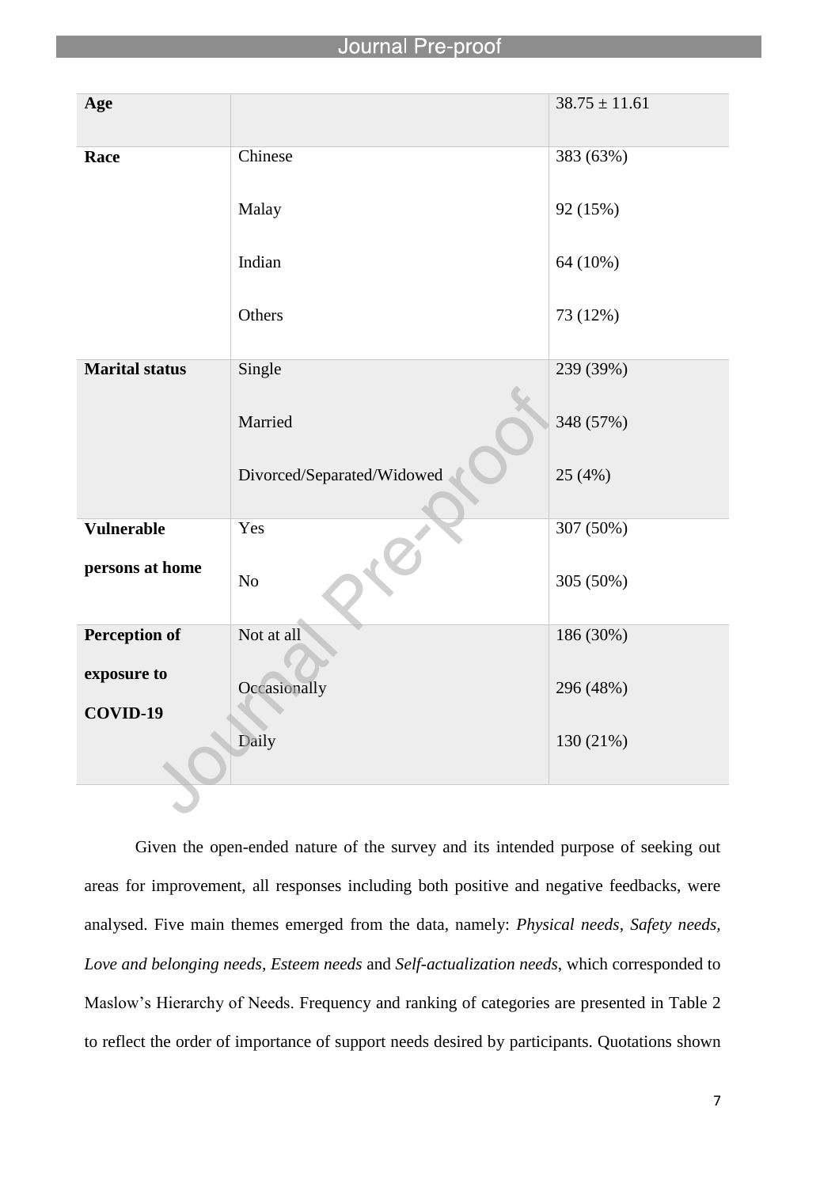| Age | | 38.75 ± 11.61 |
|---|---|---|
| **Race** | Chinese | 383 (63%) |
| | Malay | 92 (15%) |
| | Indian | 64 (10%) |
| | Others | 73 (12%) |
| **Marital status** | Single | 239 (39%) |
| | Married | 348 (57%) |
| | Divorced/Separated/Widowed | 25 (4%) |
| **Vulnerable persons at home** | Yes | 307 (50%) |
| | No | 305 (50%) |
| **Perception of exposure to COVID-19** | Not at all | 186 (30%) |
| | Occasionally | 296 (48%) |
| | Daily | 130 (21%) |

Given the open-ended nature of the survey and its intended purpose of seeking out areas for improvement, all responses including both positive and negative feedbacks, were analysed. Five main themes emerged from the data, namely: *Physical needs, Safety needs, Love and belonging needs, Esteem needs* and *Self-actualization needs*, which corresponded to Maslow's Hierarchy of Needs. Frequency and ranking of categories are presented in Table 2 to reflect the order of importance of support needs desired by participants. Quotations shown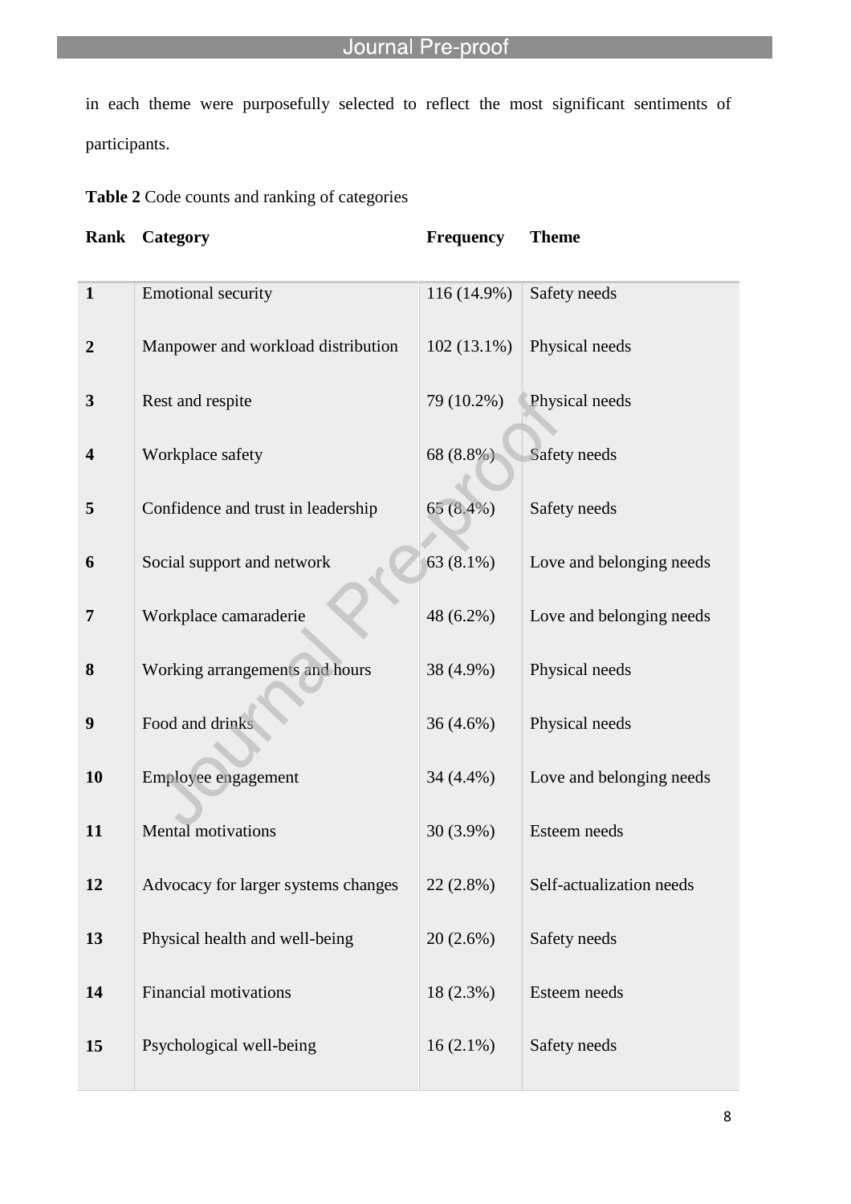in each theme were purposefully selected to reflect the most significant sentiments of participants.

**Table 2** Code counts and ranking of categories

| Rank | Category | Frequency | Theme |
|---|---|---|---|
| 1 | Emotional security | 116 (14.9%) | Safety needs |
| 2 | Manpower and workload distribution | 102 (13.1%) | Physical needs |
| 3 | Rest and respite | 79 (10.2%) | Physical needs |
| 4 | Workplace safety | 68 (8.8%) | Safety needs |
| 5 | Confidence and trust in leadership | 65 (8.4%) | Safety needs |
| 6 | Social support and network | 63 (8.1%) | Love and belonging needs |
| 7 | Workplace camaraderie | 48 (6.2%) | Love and belonging needs |
| 8 | Working arrangements and hours | 38 (4.9%) | Physical needs |
| 9 | Food and drinks | 36 (4.6%) | Physical needs |
| 10 | Employee engagement | 34 (4.4%) | Love and belonging needs |
| 11 | Mental motivations | 30 (3.9%) | Esteem needs |
| 12 | Advocacy for larger systems changes | 22 (2.8%) | Self-actualization needs |
| 13 | Physical health and well-being | 20 (2.6%) | Safety needs |
| 14 | Financial motivations | 18 (2.3%) | Esteem needs |
| 15 | Psychological well-being | 16 (2.1%) | Safety needs |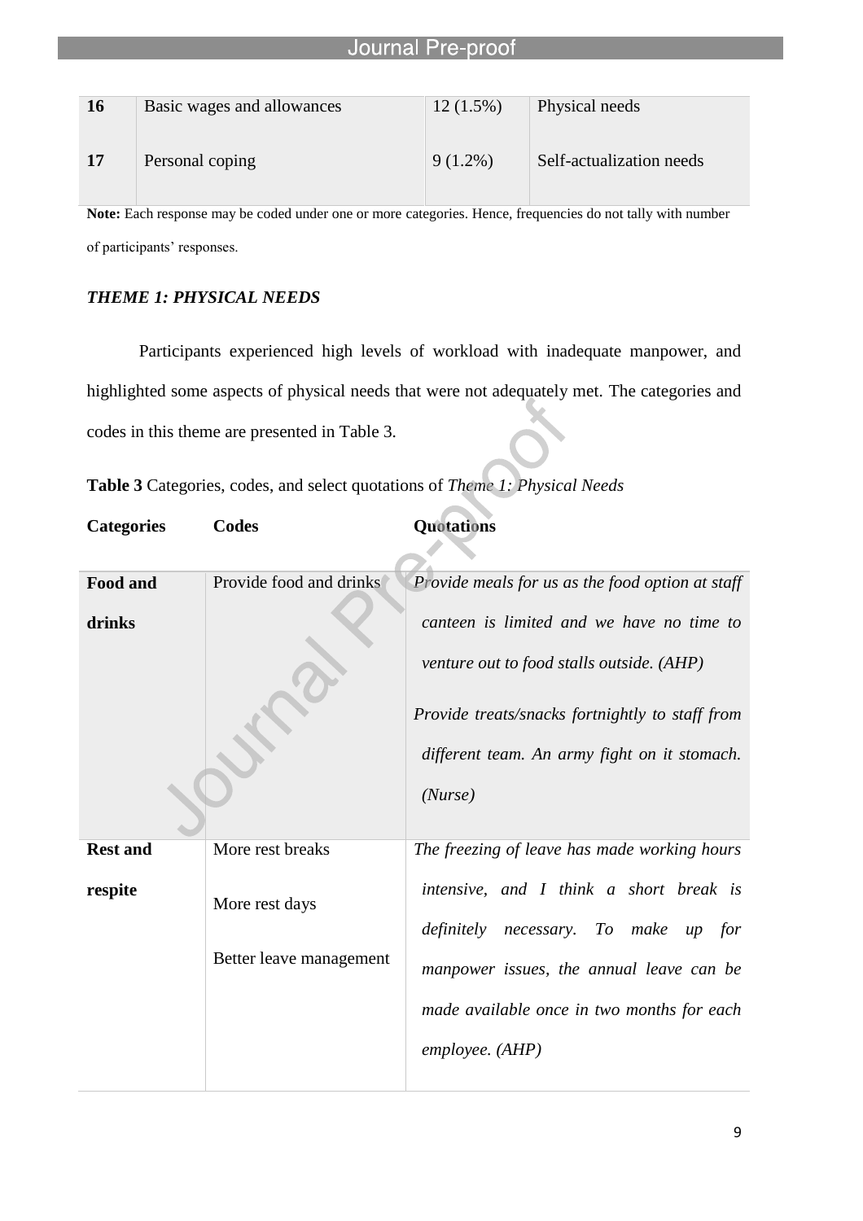| 16 | Basic wages and allowances | 12 (1.5%) | Physical needs |
|---|---|---|---|
| 17 | Personal coping | 9 (1.2%) | Self-actualization needs |

**Note:** Each response may be coded under one or more categories. Hence, frequencies do not tally with number of participants' responses.

### *THEME 1: PHYSICAL NEEDS*

Participants experienced high levels of workload with inadequate manpower, and highlighted some aspects of physical needs that were not adequately met. The categories and codes in this theme are presented in Table 3.

**Table 3** Categories, codes, and select quotations of *Theme 1: Physical Needs*

| **Categories** | **Codes** | **Quotations** |
|---|---|---|
| **Food and drinks** | Provide food and drinks | *Provide meals for us as the food option at staff canteen is limited and we have no time to venture out to food stalls outside. (AHP)*<br><br>*Provide treats/snacks fortnightly to staff from different team. An army fight on it stomach. (Nurse)* |
| **Rest and respite** | More rest breaks<br><br>More rest days<br><br>Better leave management | *The freezing of leave has made working hours intensive, and I think a short break is definitely necessary. To make up for manpower issues, the annual leave can be made available once in two months for each employee. (AHP)* |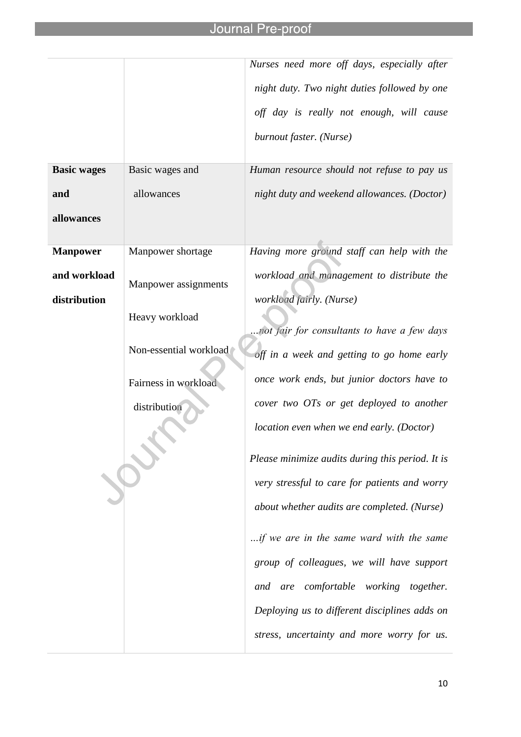| | | |
|---|---|---|
| | | *Nurses need more off days, especially after night duty. Two night duties followed by one off day is really not enough, will cause burnout faster. (Nurse)* |
| **Basic wages and allowances** | Basic wages and allowances | *Human resource should not refuse to pay us night duty and weekend allowances. (Doctor)* |
| **Manpower and workload distribution** | Manpower shortage<br><br>Manpower assignments<br><br>Heavy workload<br><br>Non-essential workload<br><br>Fairness in workload distribution | *Having more ground staff can help with the workload and management to distribute the workload fairly. (Nurse)*<br><br>*…not fair for consultants to have a few days off in a week and getting to go home early once work ends, but junior doctors have to cover two OTs or get deployed to another location even when we end early. (Doctor)*<br><br>*Please minimize audits during this period. It is very stressful to care for patients and worry about whether audits are completed. (Nurse)*<br><br>*…if we are in the same ward with the same group of colleagues, we will have support and are comfortable working together. Deploying us to different disciplines adds on stress, uncertainty and more worry for us.* |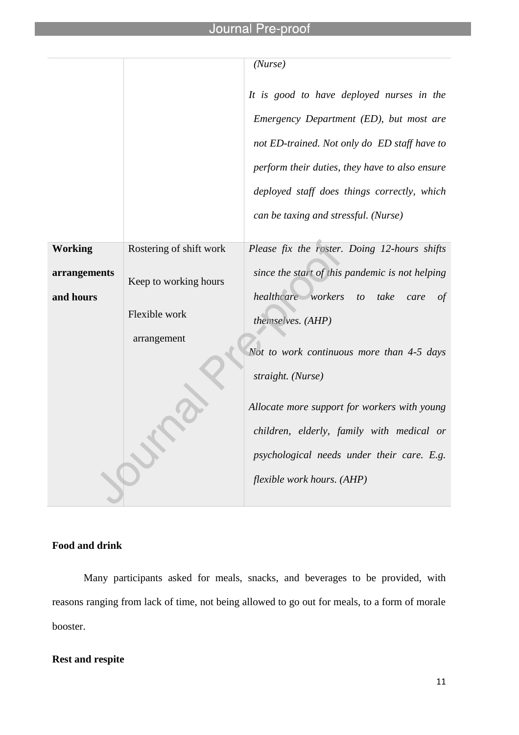| | | |
|---|---|---|
| | | *(Nurse)*<br><br>*It is good to have deployed nurses in the Emergency Department (ED), but most are not ED-trained. Not only do ED staff have to perform their duties, they have to also ensure deployed staff does things correctly, which can be taxing and stressful. (Nurse)* |
| **Working arrangements and hours** | Rostering of shift work<br><br>Keep to working hours<br><br>Flexible work arrangement | *Please fix the roster. Doing 12-hours shifts since the start of this pandemic is not helping healthcare workers to take care of themselves. (AHP)*<br><br>*Not to work continuous more than 4-5 days straight. (Nurse)*<br><br>*Allocate more support for workers with young children, elderly, family with medical or psychological needs under their care. E.g. flexible work hours. (AHP)* |

**Food and drink**

Many participants asked for meals, snacks, and beverages to be provided, with reasons ranging from lack of time, not being allowed to go out for meals, to a form of morale booster.

**Rest and respite**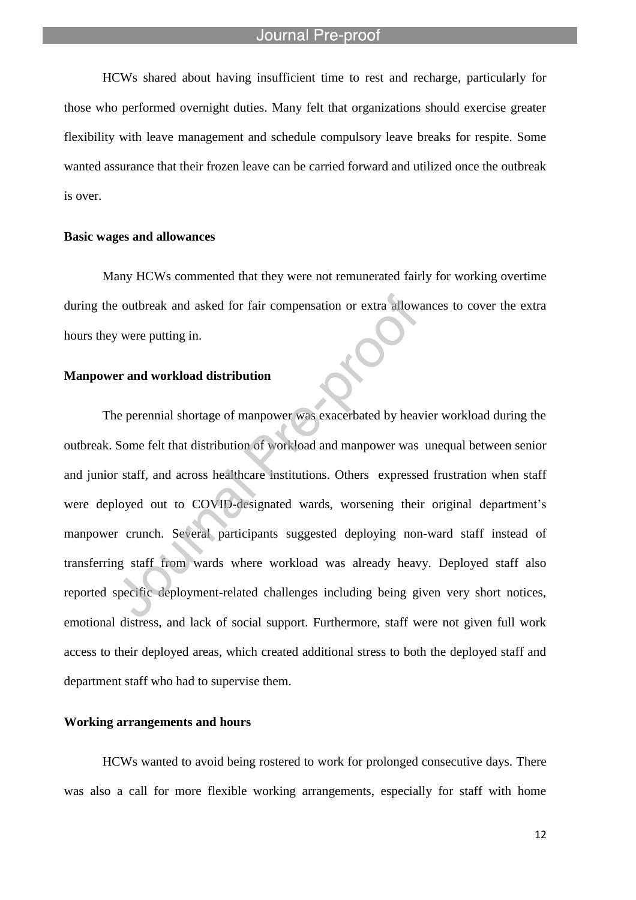HCWs shared about having insufficient time to rest and recharge, particularly for those who performed overnight duties. Many felt that organizations should exercise greater flexibility with leave management and schedule compulsory leave breaks for respite. Some wanted assurance that their frozen leave can be carried forward and utilized once the outbreak is over.

**Basic wages and allowances**

Many HCWs commented that they were not remunerated fairly for working overtime during the outbreak and asked for fair compensation or extra allowances to cover the extra hours they were putting in.

**Manpower and workload distribution**

The perennial shortage of manpower was exacerbated by heavier workload during the outbreak. Some felt that distribution of workload and manpower was unequal between senior and junior staff, and across healthcare institutions. Others expressed frustration when staff were deployed out to COVID-designated wards, worsening their original department's manpower crunch. Several participants suggested deploying non-ward staff instead of transferring staff from wards where workload was already heavy. Deployed staff also reported specific deployment-related challenges including being given very short notices, emotional distress, and lack of social support. Furthermore, staff were not given full work access to their deployed areas, which created additional stress to both the deployed staff and department staff who had to supervise them.

**Working arrangements and hours**

HCWs wanted to avoid being rostered to work for prolonged consecutive days. There was also a call for more flexible working arrangements, especially for staff with home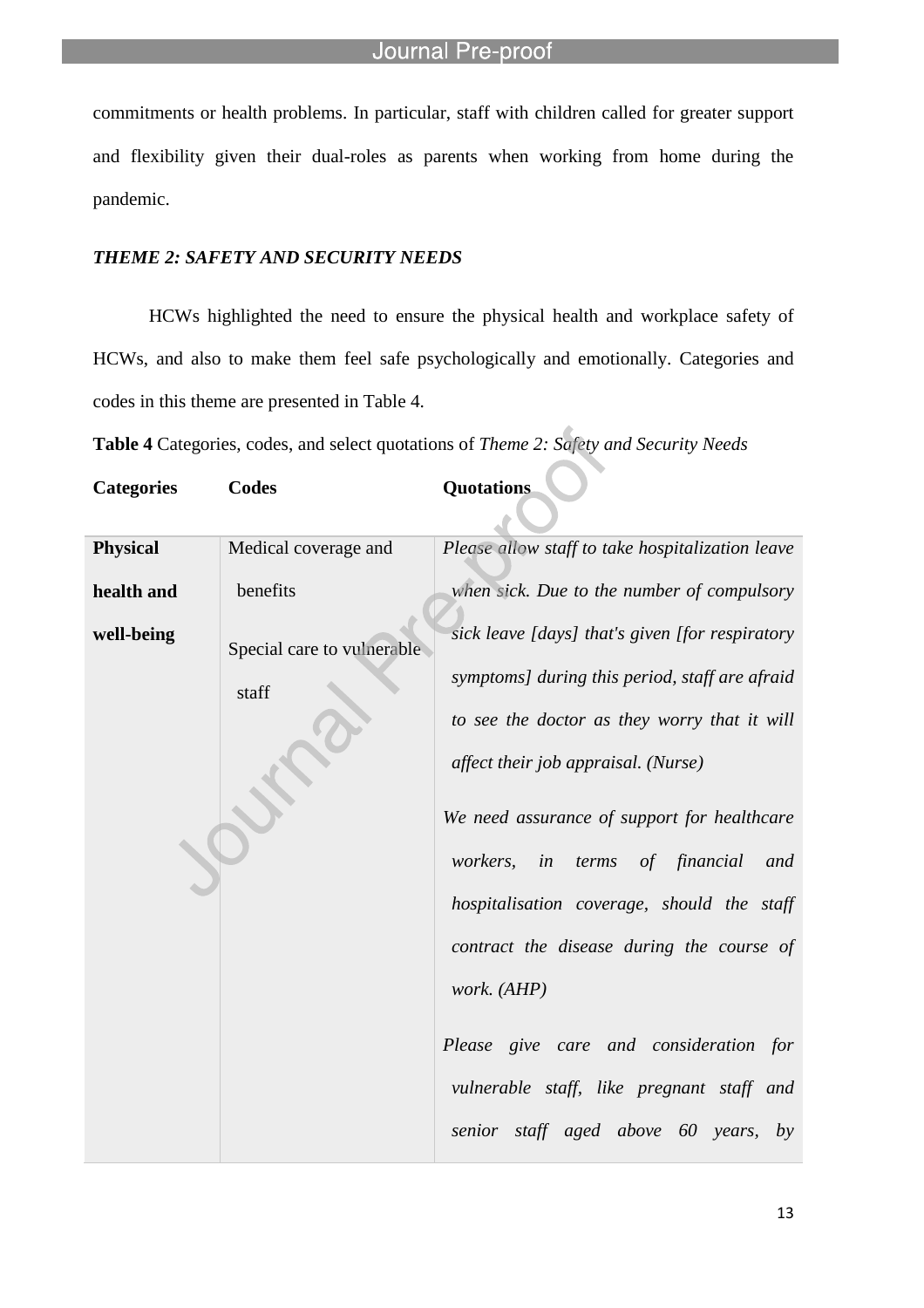commitments or health problems. In particular, staff with children called for greater support and flexibility given their dual-roles as parents when working from home during the pandemic.

### *THEME 2: SAFETY AND SECURITY NEEDS*

HCWs highlighted the need to ensure the physical health and workplace safety of HCWs, and also to make them feel safe psychologically and emotionally. Categories and codes in this theme are presented in Table 4.

**Table 4** Categories, codes, and select quotations of *Theme 2: Safety and Security Needs*

| Categories | Codes | Quotations |
|---|---|---|
| **Physical health and well-being** | Medical coverage and benefits<br><br>Special care to vulnerable staff | *Please allow staff to take hospitalization leave when sick. Due to the number of compulsory sick leave [days] that's given [for respiratory symptoms] during this period, staff are afraid to see the doctor as they worry that it will affect their job appraisal. (Nurse)*<br><br>*We need assurance of support for healthcare workers, in terms of financial and hospitalisation coverage, should the staff contract the disease during the course of work. (AHP)*<br><br>*Please give care and consideration for vulnerable staff, like pregnant staff and senior staff aged above 60 years, by* |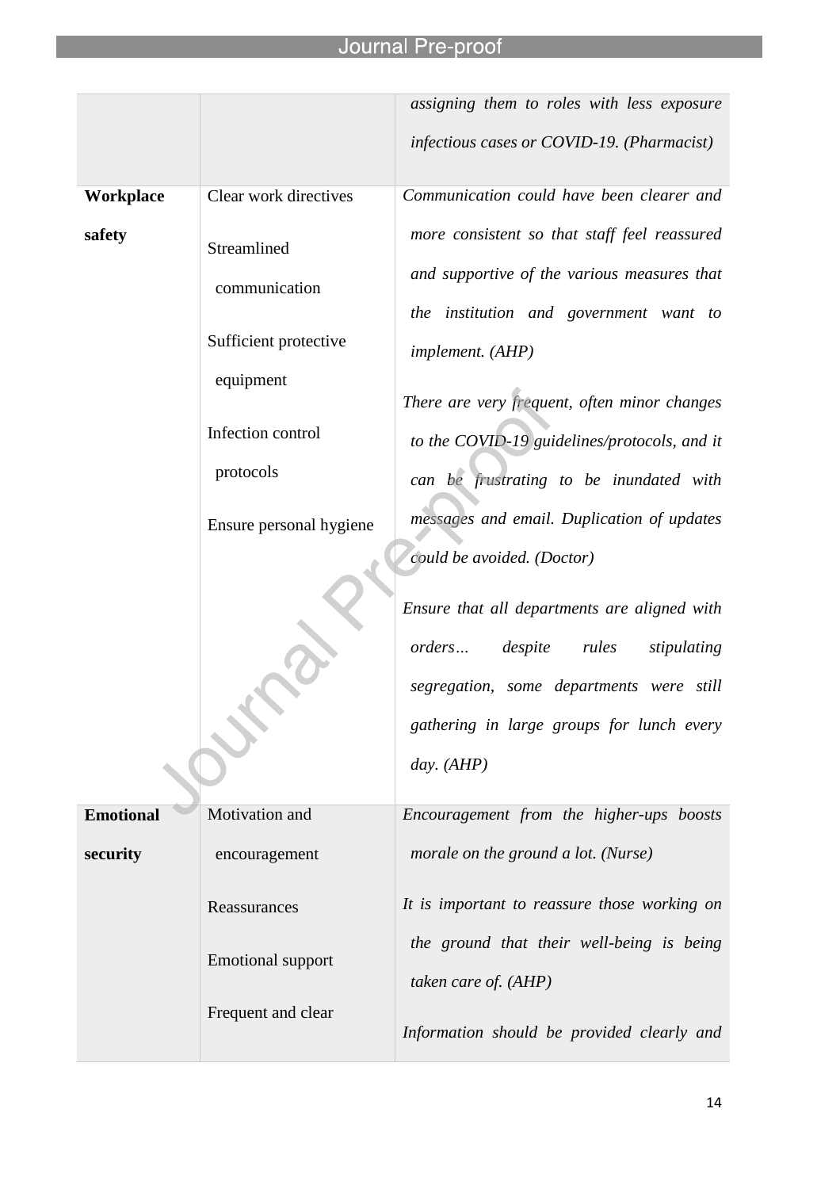| | | |
|---|---|---|
| | | *assigning them to roles with less exposure infectious cases or COVID-19. (Pharmacist)* |
| **Workplace safety** | Clear work directives<br><br>Streamlined communication<br><br>Sufficient protective equipment<br><br>Infection control protocols<br><br>Ensure personal hygiene | *Communication could have been clearer and more consistent so that staff feel reassured and supportive of the various measures that the institution and government want to implement. (AHP)*<br><br>*There are very frequent, often minor changes to the COVID-19 guidelines/protocols, and it can be frustrating to be inundated with messages and email. Duplication of updates could be avoided. (Doctor)*<br><br>*Ensure that all departments are aligned with orders… despite rules stipulating segregation, some departments were still gathering in large groups for lunch every day. (AHP)* |
| **Emotional security** | Motivation and encouragement<br><br>Reassurances<br><br>Emotional support<br><br>Frequent and clear | *Encouragement from the higher-ups boosts morale on the ground a lot. (Nurse)*<br><br>*It is important to reassure those working on the ground that their well-being is being taken care of. (AHP)*<br><br>*Information should be provided clearly and* |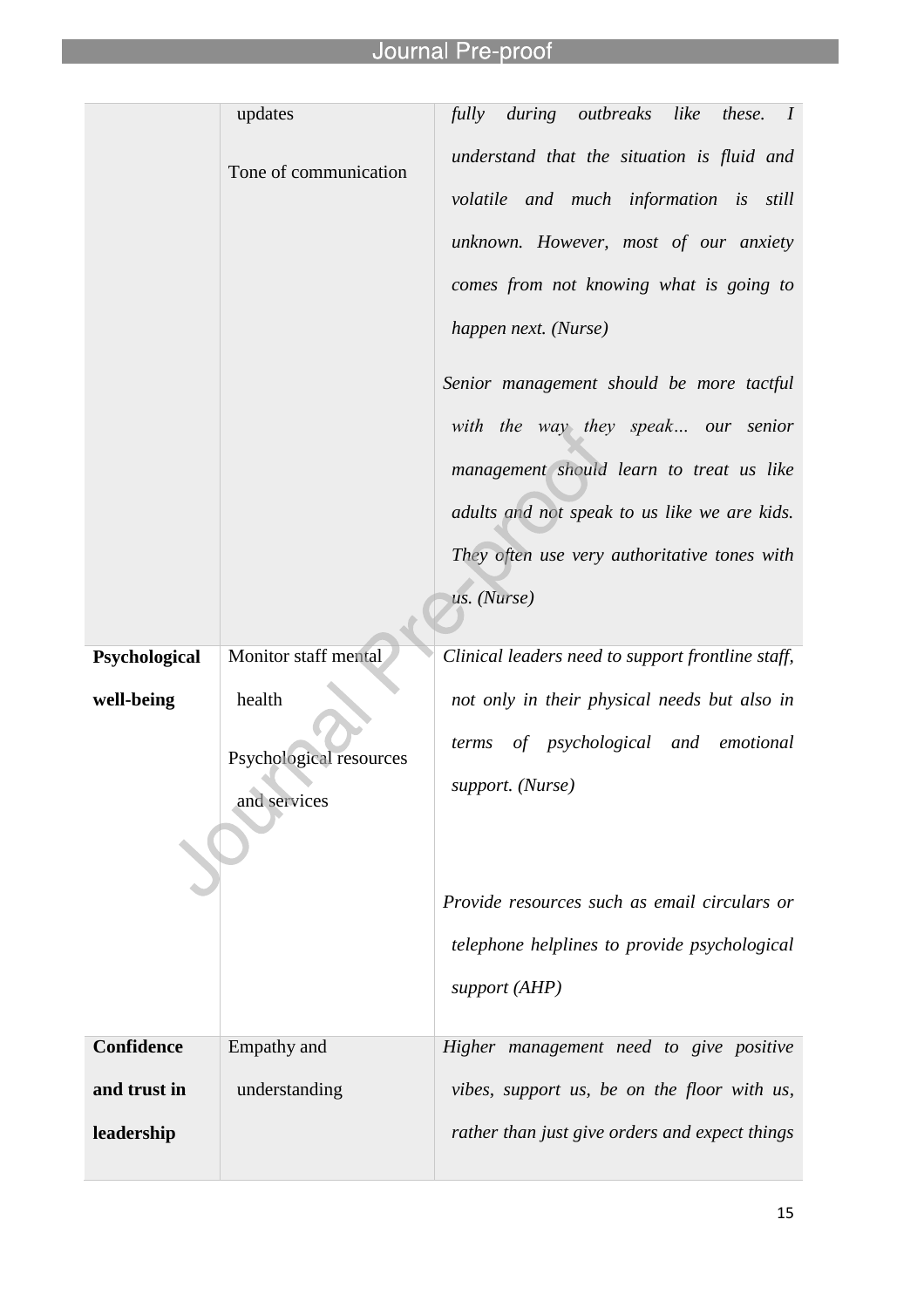| | | |
|---|---|---|
| | updates<br><br>Tone of communication | *fully during outbreaks like these. I understand that the situation is fluid and volatile and much information is still unknown. However, most of our anxiety comes from not knowing what is going to happen next. (Nurse)*<br><br>*Senior management should be more tactful with the way they speak… our senior management should learn to treat us like adults and not speak to us like we are kids. They often use very authoritative tones with us. (Nurse)* |
| **Psychological well-being** | Monitor staff mental health<br><br>Psychological resources and services | *Clinical leaders need to support frontline staff, not only in their physical needs but also in terms of psychological and emotional support. (Nurse)*<br><br>*Provide resources such as email circulars or telephone helplines to provide psychological support (AHP)* |
| **Confidence and trust in leadership** | Empathy and understanding | *Higher management need to give positive vibes, support us, be on the floor with us, rather than just give orders and expect things* |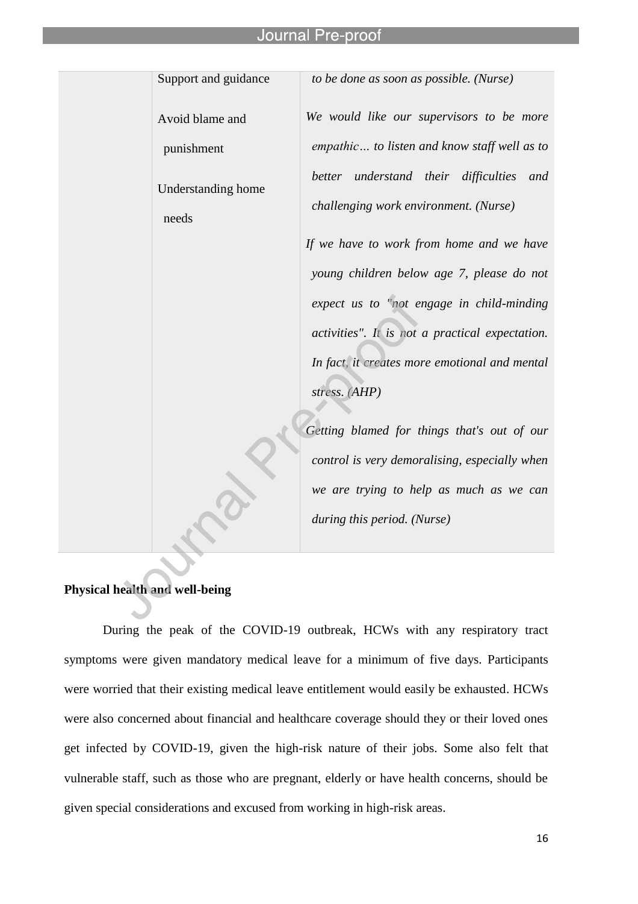|  | Support and guidance<br><br>Avoid blame and punishment<br><br>Understanding home needs | *to be done as soon as possible. (Nurse)*<br><br>*We would like our supervisors to be more empathic… to listen and know staff well as to better understand their difficulties and challenging work environment. (Nurse)*<br><br>*If we have to work from home and we have young children below age 7, please do not expect us to "not engage in child-minding activities". It is not a practical expectation. In fact, it creates more emotional and mental stress. (AHP)*<br><br>*Getting blamed for things that's out of our control is very demoralising, especially when we are trying to help as much as we can during this period. (Nurse)* |
|---|---|---|

**Physical health and well-being**

During the peak of the COVID-19 outbreak, HCWs with any respiratory tract symptoms were given mandatory medical leave for a minimum of five days. Participants were worried that their existing medical leave entitlement would easily be exhausted. HCWs were also concerned about financial and healthcare coverage should they or their loved ones get infected by COVID-19, given the high-risk nature of their jobs. Some also felt that vulnerable staff, such as those who are pregnant, elderly or have health concerns, should be given special considerations and excused from working in high-risk areas.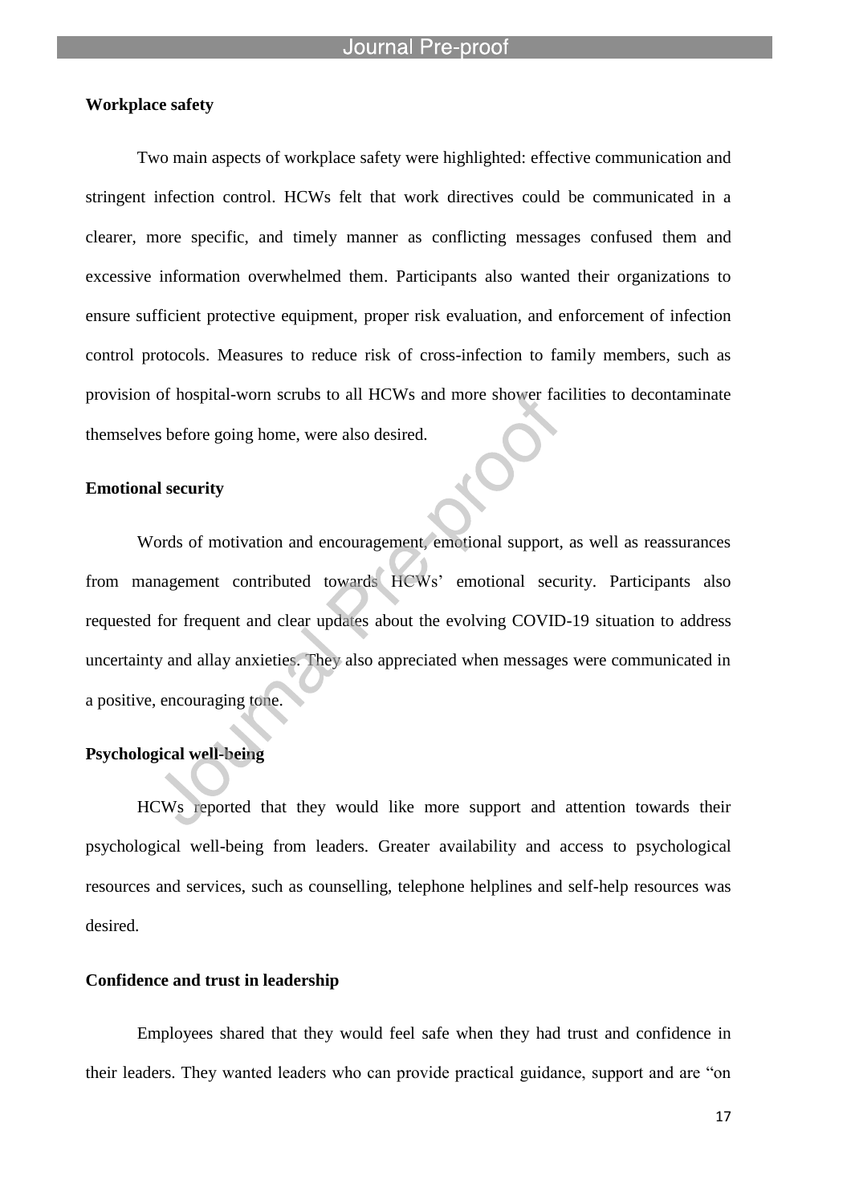**Workplace safety**

Two main aspects of workplace safety were highlighted: effective communication and stringent infection control. HCWs felt that work directives could be communicated in a clearer, more specific, and timely manner as conflicting messages confused them and excessive information overwhelmed them. Participants also wanted their organizations to ensure sufficient protective equipment, proper risk evaluation, and enforcement of infection control protocols. Measures to reduce risk of cross-infection to family members, such as provision of hospital-worn scrubs to all HCWs and more shower facilities to decontaminate themselves before going home, were also desired.

**Emotional security**

Words of motivation and encouragement, emotional support, as well as reassurances from management contributed towards HCWs' emotional security. Participants also requested for frequent and clear updates about the evolving COVID-19 situation to address uncertainty and allay anxieties. They also appreciated when messages were communicated in a positive, encouraging tone.

**Psychological well-being**

HCWs reported that they would like more support and attention towards their psychological well-being from leaders. Greater availability and access to psychological resources and services, such as counselling, telephone helplines and self-help resources was desired.

**Confidence and trust in leadership**

Employees shared that they would feel safe when they had trust and confidence in their leaders. They wanted leaders who can provide practical guidance, support and are "on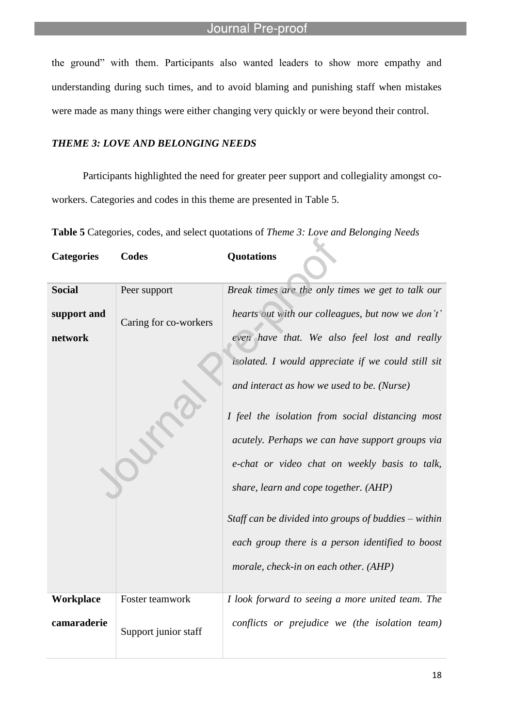the ground" with them. Participants also wanted leaders to show more empathy and understanding during such times, and to avoid blaming and punishing staff when mistakes were made as many things were either changing very quickly or were beyond their control.

### *THEME 3: LOVE AND BELONGING NEEDS*

Participants highlighted the need for greater peer support and collegiality amongst co-workers. Categories and codes in this theme are presented in Table 5.

**Table 5** Categories, codes, and select quotations of *Theme 3: Love and Belonging Needs*

| **Categories** | **Codes** | **Quotations** |
| --- | --- | --- |
| **Social support and network** | Peer support<br>Caring for co-workers | *Break times are the only times we get to talk our hearts out with our colleagues, but now we don't' even have that. We also feel lost and really isolated. I would appreciate if we could still sit and interact as how we used to be. (Nurse)*<br>*I feel the isolation from social distancing most acutely. Perhaps we can have support groups via e-chat or video chat on weekly basis to talk, share, learn and cope together. (AHP)*<br>*Staff can be divided into groups of buddies – within each group there is a person identified to boost morale, check-in on each other. (AHP)* |
| **Workplace camaraderie** | Foster teamwork<br>Support junior staff | *I look forward to seeing a more united team. The conflicts or prejudice we (the isolation team)* |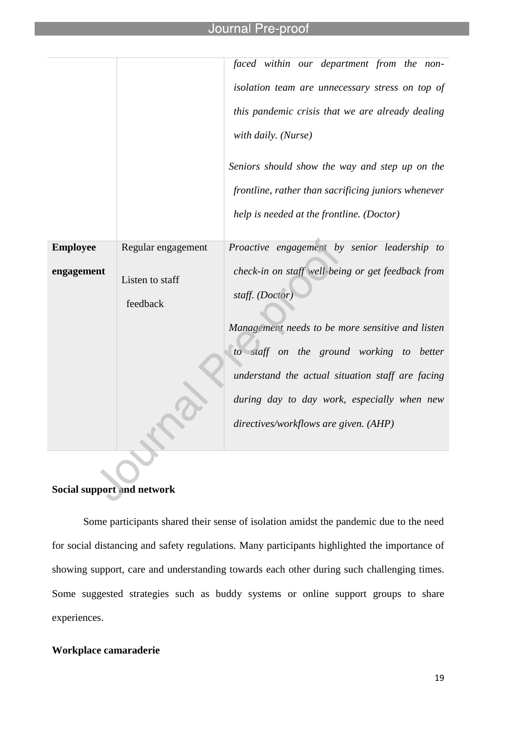| | | |
|---|---|---|
| | | *faced within our department from the non-isolation team are unnecessary stress on top of this pandemic crisis that we are already dealing with daily. (Nurse)*<br><br>*Seniors should show the way and step up on the frontline, rather than sacrificing juniors whenever help is needed at the frontline. (Doctor)* |
| **Employee engagement** | Regular engagement<br><br>Listen to staff feedback | *Proactive engagement by senior leadership to check-in on staff well-being or get feedback from staff. (Doctor)*<br><br>*Management needs to be more sensitive and listen to staff on the ground working to better understand the actual situation staff are facing during day to day work, especially when new directives/workflows are given. (AHP)* |

**Social support and network**

Some participants shared their sense of isolation amidst the pandemic due to the need for social distancing and safety regulations. Many participants highlighted the importance of showing support, care and understanding towards each other during such challenging times. Some suggested strategies such as buddy systems or online support groups to share experiences.

**Workplace camaraderie**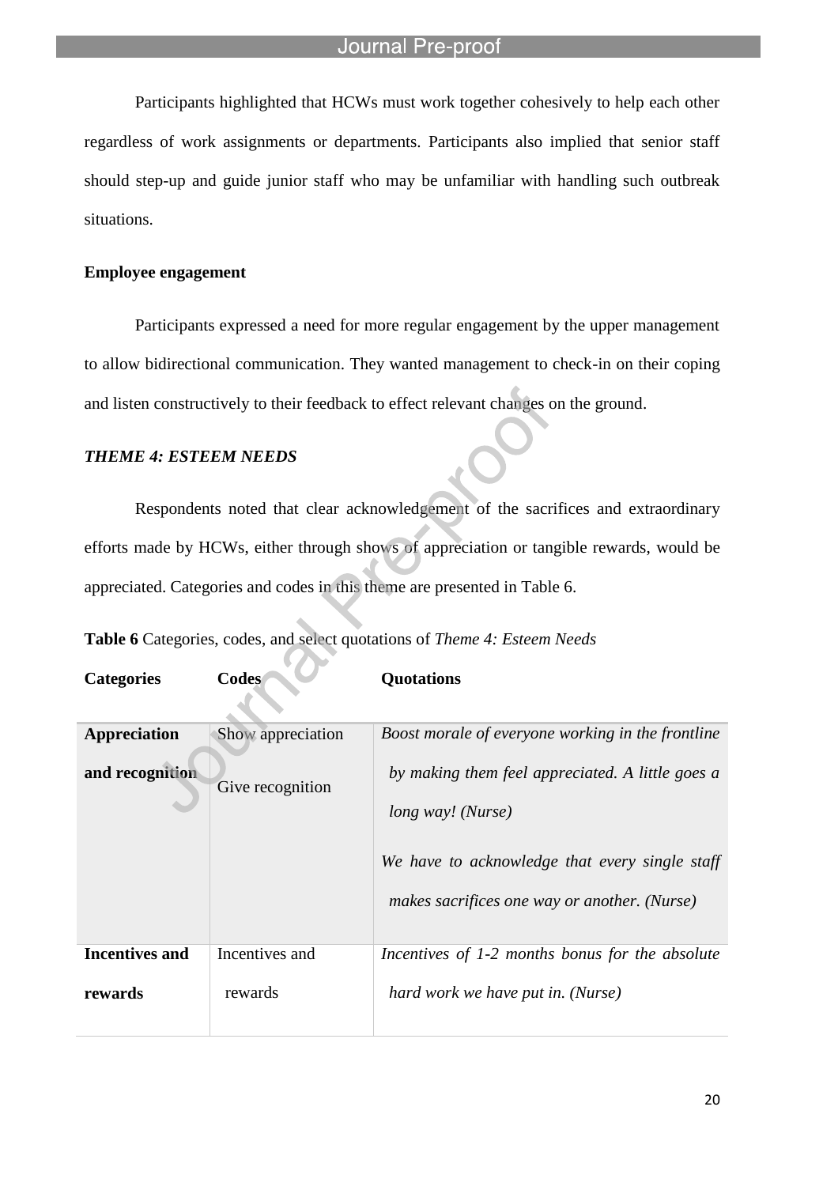Participants highlighted that HCWs must work together cohesively to help each other regardless of work assignments or departments. Participants also implied that senior staff should step-up and guide junior staff who may be unfamiliar with handling such outbreak situations.

**Employee engagement**

Participants expressed a need for more regular engagement by the upper management to allow bidirectional communication. They wanted management to check-in on their coping and listen constructively to their feedback to effect relevant changes on the ground.

### *THEME 4: ESTEEM NEEDS*

Respondents noted that clear acknowledgement of the sacrifices and extraordinary efforts made by HCWs, either through shows of appreciation or tangible rewards, would be appreciated. Categories and codes in this theme are presented in Table 6.

**Table 6** Categories, codes, and select quotations of *Theme 4: Esteem Needs*

| **Categories** | **Codes** | **Quotations** |
|---|---|---|
| **Appreciation and recognition** | Show appreciation<br>Give recognition | *Boost morale of everyone working in the frontline by making them feel appreciated. A little goes a long way! (Nurse)*<br>*We have to acknowledge that every single staff makes sacrifices one way or another. (Nurse)* |
| **Incentives and rewards** | Incentives and rewards | *Incentives of 1-2 months bonus for the absolute hard work we have put in. (Nurse)* |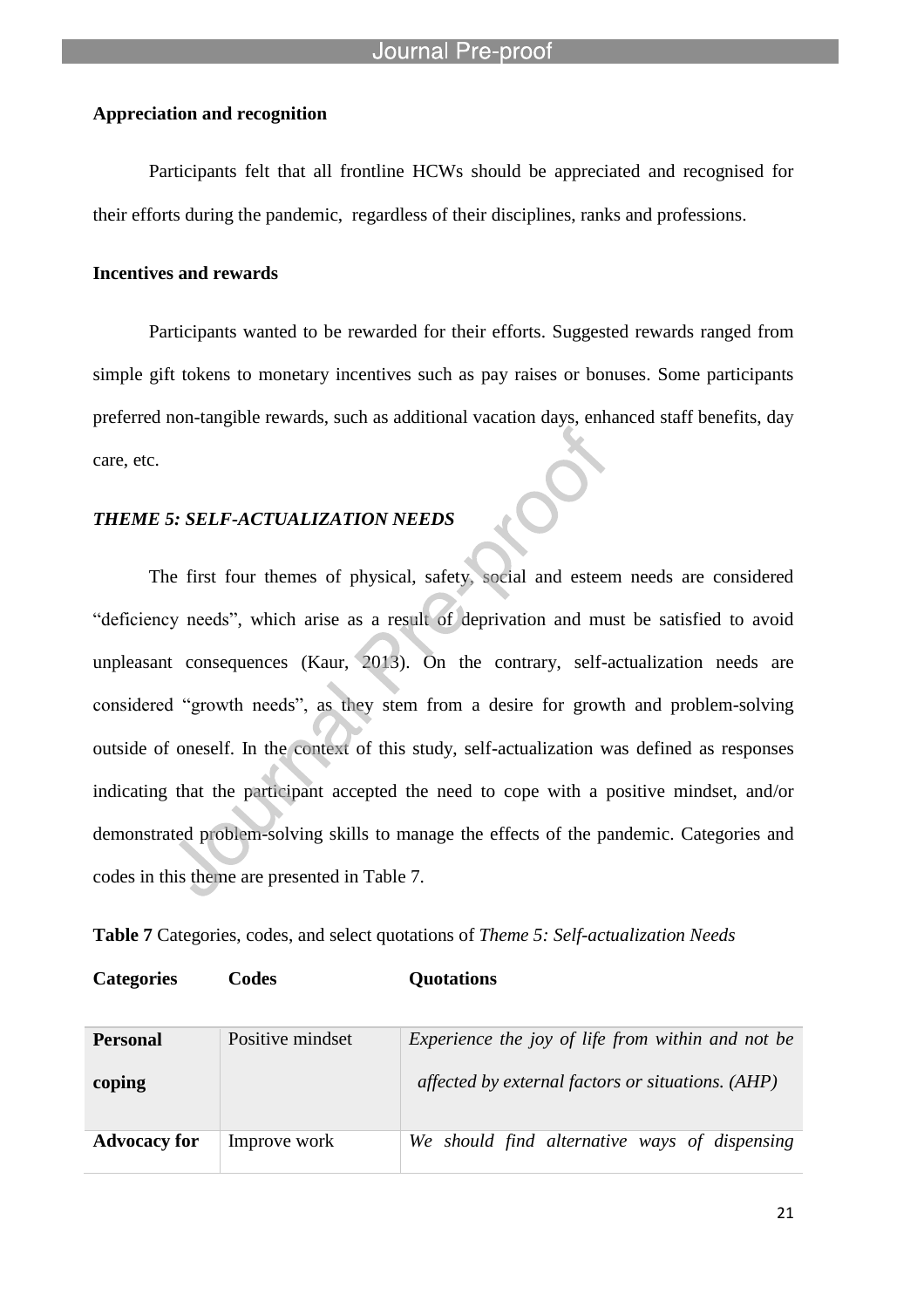**Appreciation and recognition**

Participants felt that all frontline HCWs should be appreciated and recognised for their efforts during the pandemic,  regardless of their disciplines, ranks and professions.

**Incentives and rewards**

Participants wanted to be rewarded for their efforts. Suggested rewards ranged from simple gift tokens to monetary incentives such as pay raises or bonuses. Some participants preferred non-tangible rewards, such as additional vacation days, enhanced staff benefits, day care, etc.

***THEME 5: SELF-ACTUALIZATION NEEDS***

The first four themes of physical, safety, social and esteem needs are considered "deficiency needs", which arise as a result of deprivation and must be satisfied to avoid unpleasant consequences (Kaur, 2013). On the contrary, self-actualization needs are considered "growth needs", as they stem from a desire for growth and problem-solving outside of oneself. In the context of this study, self-actualization was defined as responses indicating that the participant accepted the need to cope with a positive mindset, and/or demonstrated problem-solving skills to manage the effects of the pandemic. Categories and codes in this theme are presented in Table 7.

**Table 7** Categories, codes, and select quotations of *Theme 5: Self-actualization Needs*

| Categories | Codes | Quotations |
|---|---|---|
| **Personal coping** | Positive mindset | *Experience the joy of life from within and not be affected by external factors or situations. (AHP)* |
| **Advocacy for** | Improve work | *We should find alternative ways of dispensing* |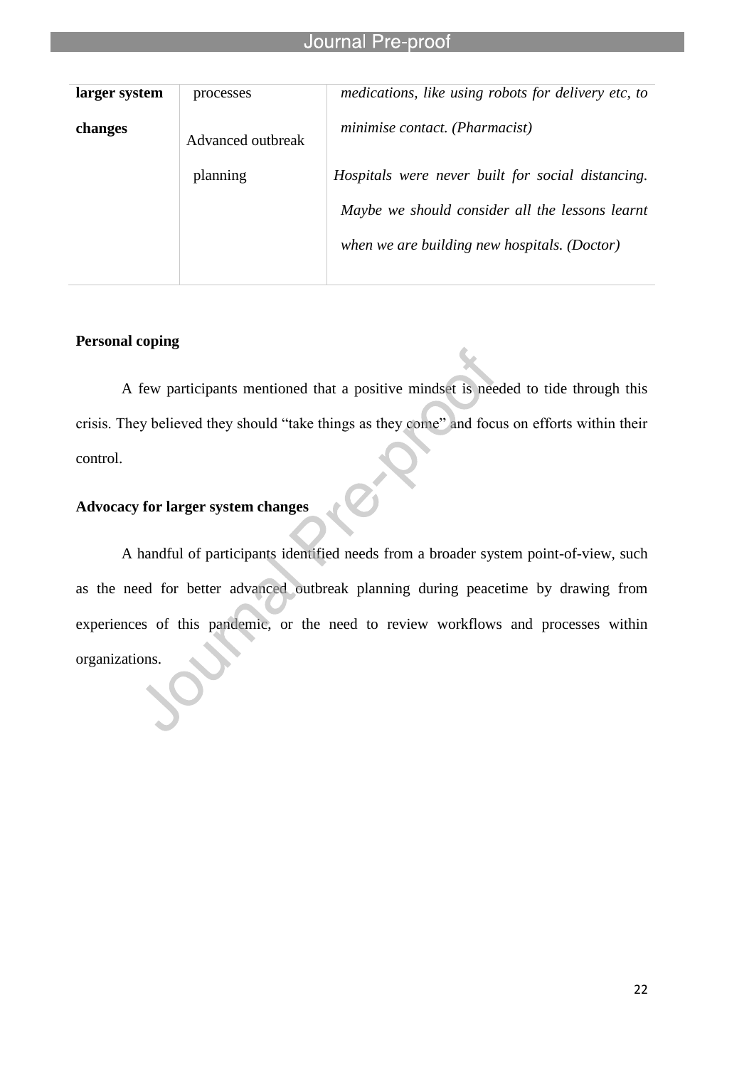| | | |
|---|---|---|
| **larger system changes** | processes<br><br>Advanced outbreak planning | *medications, like using robots for delivery etc, to minimise contact. (Pharmacist)*<br><br>*Hospitals were never built for social distancing. Maybe we should consider all the lessons learnt when we are building new hospitals. (Doctor)* |

**Personal coping**

A few participants mentioned that a positive mindset is needed to tide through this crisis. They believed they should "take things as they come" and focus on efforts within their control.

**Advocacy for larger system changes**

A handful of participants identified needs from a broader system point-of-view, such as the need for better advanced outbreak planning during peacetime by drawing from experiences of this pandemic, or the need to review workflows and processes within organizations.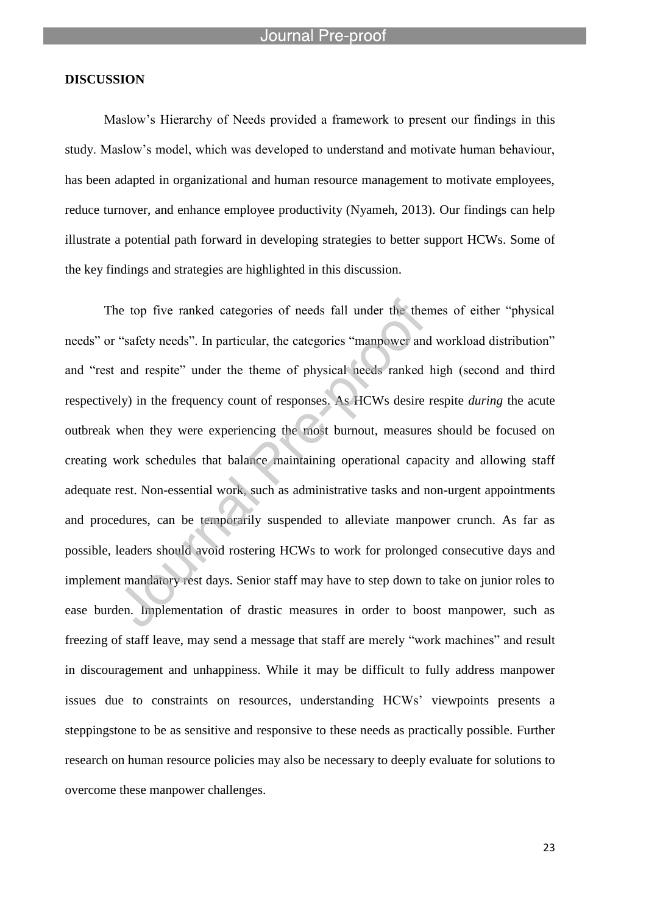**DISCUSSION**

Maslow's Hierarchy of Needs provided a framework to present our findings in this study. Maslow's model, which was developed to understand and motivate human behaviour, has been adapted in organizational and human resource management to motivate employees, reduce turnover, and enhance employee productivity (Nyameh, 2013). Our findings can help illustrate a potential path forward in developing strategies to better support HCWs. Some of the key findings and strategies are highlighted in this discussion.

The top five ranked categories of needs fall under the themes of either "physical needs" or "safety needs". In particular, the categories "manpower and workload distribution" and "rest and respite" under the theme of physical needs ranked high (second and third respectively) in the frequency count of responses. As HCWs desire respite *during* the acute outbreak when they were experiencing the most burnout, measures should be focused on creating work schedules that balance maintaining operational capacity and allowing staff adequate rest. Non-essential work, such as administrative tasks and non-urgent appointments and procedures, can be temporarily suspended to alleviate manpower crunch. As far as possible, leaders should avoid rostering HCWs to work for prolonged consecutive days and implement mandatory rest days. Senior staff may have to step down to take on junior roles to ease burden. Implementation of drastic measures in order to boost manpower, such as freezing of staff leave, may send a message that staff are merely "work machines" and result in discouragement and unhappiness. While it may be difficult to fully address manpower issues due to constraints on resources, understanding HCWs' viewpoints presents a steppingstone to be as sensitive and responsive to these needs as practically possible. Further research on human resource policies may also be necessary to deeply evaluate for solutions to overcome these manpower challenges.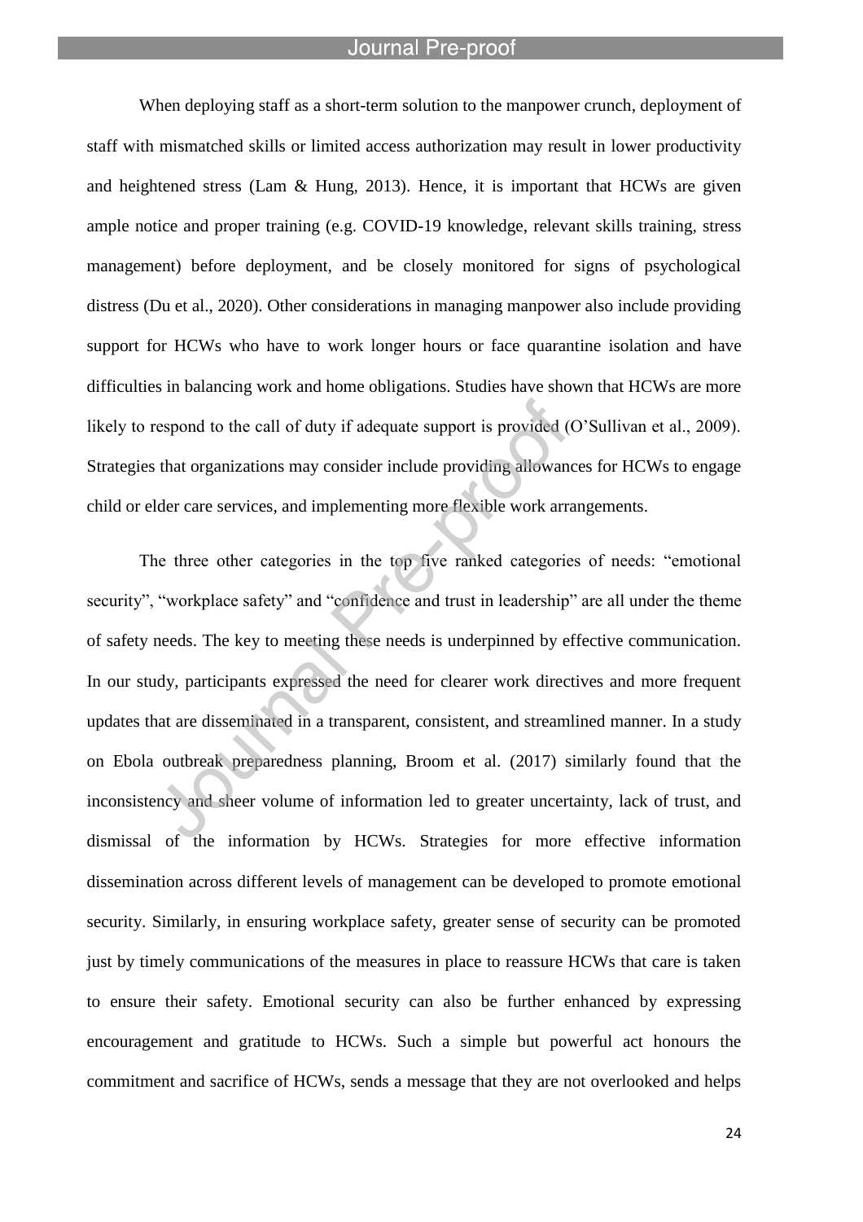When deploying staff as a short-term solution to the manpower crunch, deployment of staff with mismatched skills or limited access authorization may result in lower productivity and heightened stress (Lam & Hung, 2013). Hence, it is important that HCWs are given ample notice and proper training (e.g. COVID-19 knowledge, relevant skills training, stress management) before deployment, and be closely monitored for signs of psychological distress (Du et al., 2020). Other considerations in managing manpower also include providing support for HCWs who have to work longer hours or face quarantine isolation and have difficulties in balancing work and home obligations. Studies have shown that HCWs are more likely to respond to the call of duty if adequate support is provided (O'Sullivan et al., 2009). Strategies that organizations may consider include providing allowances for HCWs to engage child or elder care services, and implementing more flexible work arrangements.

The three other categories in the top five ranked categories of needs: "emotional security", "workplace safety" and "confidence and trust in leadership" are all under the theme of safety needs. The key to meeting these needs is underpinned by effective communication. In our study, participants expressed the need for clearer work directives and more frequent updates that are disseminated in a transparent, consistent, and streamlined manner. In a study on Ebola outbreak preparedness planning, Broom et al. (2017) similarly found that the inconsistency and sheer volume of information led to greater uncertainty, lack of trust, and dismissal of the information by HCWs. Strategies for more effective information dissemination across different levels of management can be developed to promote emotional security. Similarly, in ensuring workplace safety, greater sense of security can be promoted just by timely communications of the measures in place to reassure HCWs that care is taken to ensure their safety. Emotional security can also be further enhanced by expressing encouragement and gratitude to HCWs. Such a simple but powerful act honours the commitment and sacrifice of HCWs, sends a message that they are not overlooked and helps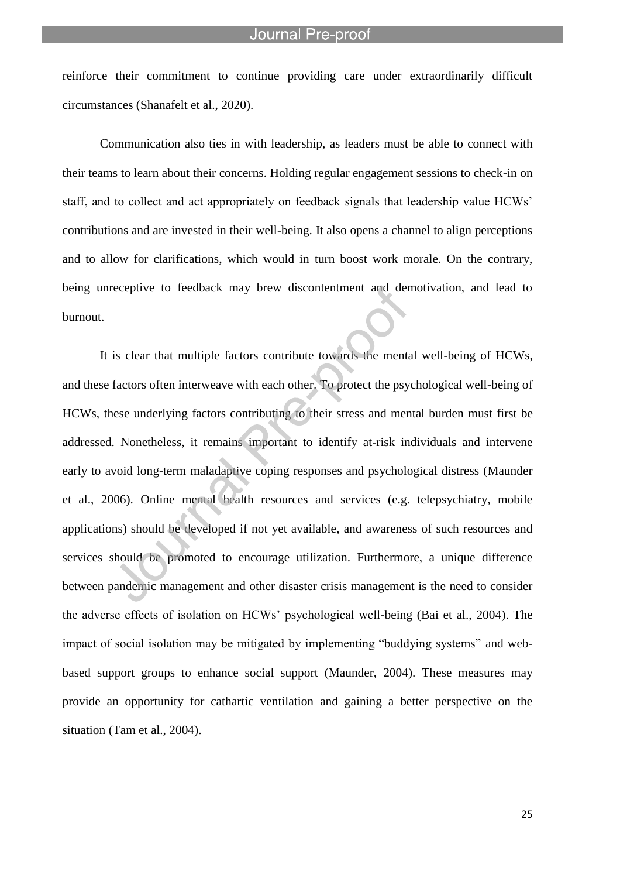reinforce their commitment to continue providing care under extraordinarily difficult circumstances (Shanafelt et al., 2020).

Communication also ties in with leadership, as leaders must be able to connect with their teams to learn about their concerns. Holding regular engagement sessions to check-in on staff, and to collect and act appropriately on feedback signals that leadership value HCWs' contributions and are invested in their well-being. It also opens a channel to align perceptions and to allow for clarifications, which would in turn boost work morale. On the contrary, being unreceptive to feedback may brew discontentment and demotivation, and lead to burnout.

It is clear that multiple factors contribute towards the mental well-being of HCWs, and these factors often interweave with each other. To protect the psychological well-being of HCWs, these underlying factors contributing to their stress and mental burden must first be addressed. Nonetheless, it remains important to identify at-risk individuals and intervene early to avoid long-term maladaptive coping responses and psychological distress (Maunder et al., 2006). Online mental health resources and services (e.g. telepsychiatry, mobile applications) should be developed if not yet available, and awareness of such resources and services should be promoted to encourage utilization. Furthermore, a unique difference between pandemic management and other disaster crisis management is the need to consider the adverse effects of isolation on HCWs' psychological well-being (Bai et al., 2004). The impact of social isolation may be mitigated by implementing "buddying systems" and web-based support groups to enhance social support (Maunder, 2004). These measures may provide an opportunity for cathartic ventilation and gaining a better perspective on the situation (Tam et al., 2004).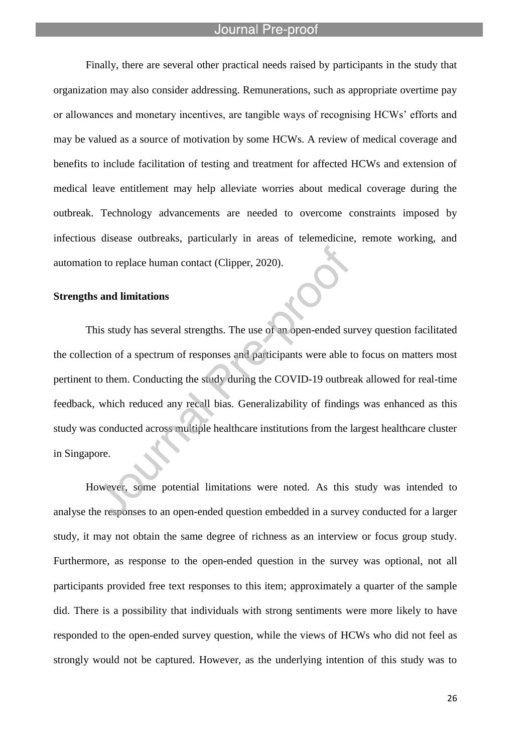Finally, there are several other practical needs raised by participants in the study that organization may also consider addressing. Remunerations, such as appropriate overtime pay or allowances and monetary incentives, are tangible ways of recognising HCWs' efforts and may be valued as a source of motivation by some HCWs. A review of medical coverage and benefits to include facilitation of testing and treatment for affected HCWs and extension of medical leave entitlement may help alleviate worries about medical coverage during the outbreak. Technology advancements are needed to overcome constraints imposed by infectious disease outbreaks, particularly in areas of telemedicine, remote working, and automation to replace human contact (Clipper, 2020).

**Strengths and limitations**

This study has several strengths. The use of an open-ended survey question facilitated the collection of a spectrum of responses and participants were able to focus on matters most pertinent to them. Conducting the study during the COVID-19 outbreak allowed for real-time feedback, which reduced any recall bias. Generalizability of findings was enhanced as this study was conducted across multiple healthcare institutions from the largest healthcare cluster in Singapore.

However, some potential limitations were noted. As this study was intended to analyse the responses to an open-ended question embedded in a survey conducted for a larger study, it may not obtain the same degree of richness as an interview or focus group study. Furthermore, as response to the open-ended question in the survey was optional, not all participants provided free text responses to this item; approximately a quarter of the sample did. There is a possibility that individuals with strong sentiments were more likely to have responded to the open-ended survey question, while the views of HCWs who did not feel as strongly would not be captured. However, as the underlying intention of this study was to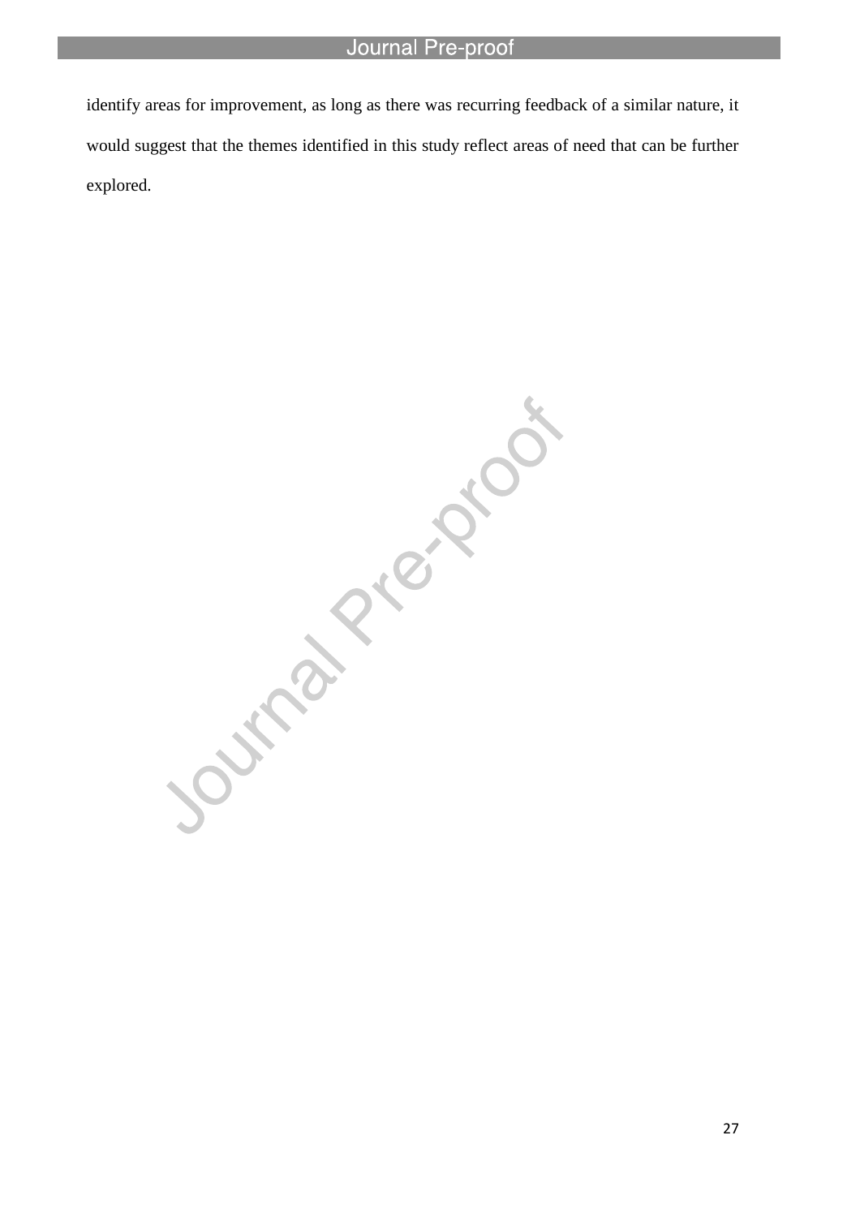identify areas for improvement, as long as there was recurring feedback of a similar nature, it would suggest that the themes identified in this study reflect areas of need that can be further explored.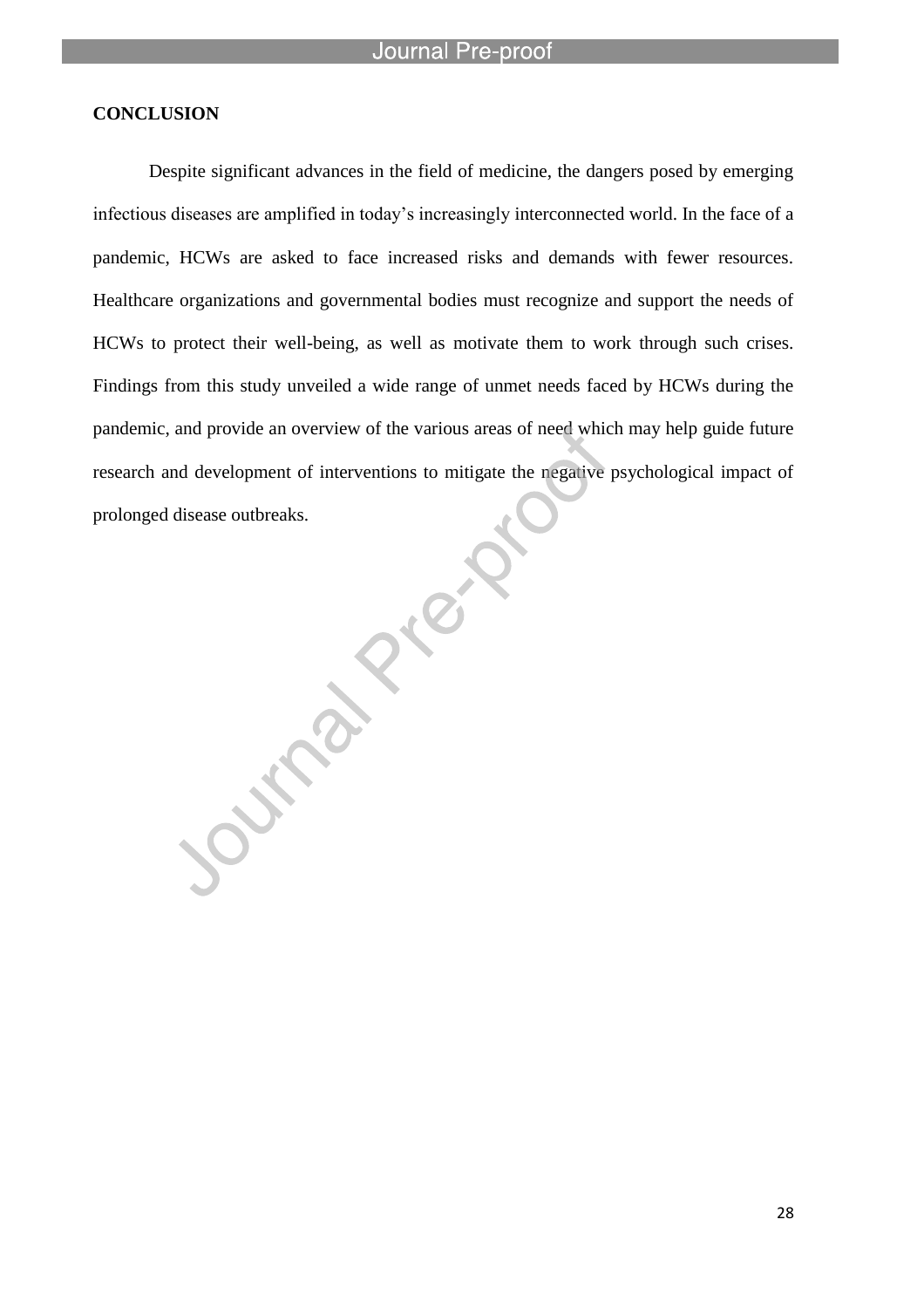## CONCLUSION

Despite significant advances in the field of medicine, the dangers posed by emerging infectious diseases are amplified in today's increasingly interconnected world. In the face of a pandemic, HCWs are asked to face increased risks and demands with fewer resources. Healthcare organizations and governmental bodies must recognize and support the needs of HCWs to protect their well-being, as well as motivate them to work through such crises. Findings from this study unveiled a wide range of unmet needs faced by HCWs during the pandemic, and provide an overview of the various areas of need which may help guide future research and development of interventions to mitigate the negative psychological impact of prolonged disease outbreaks.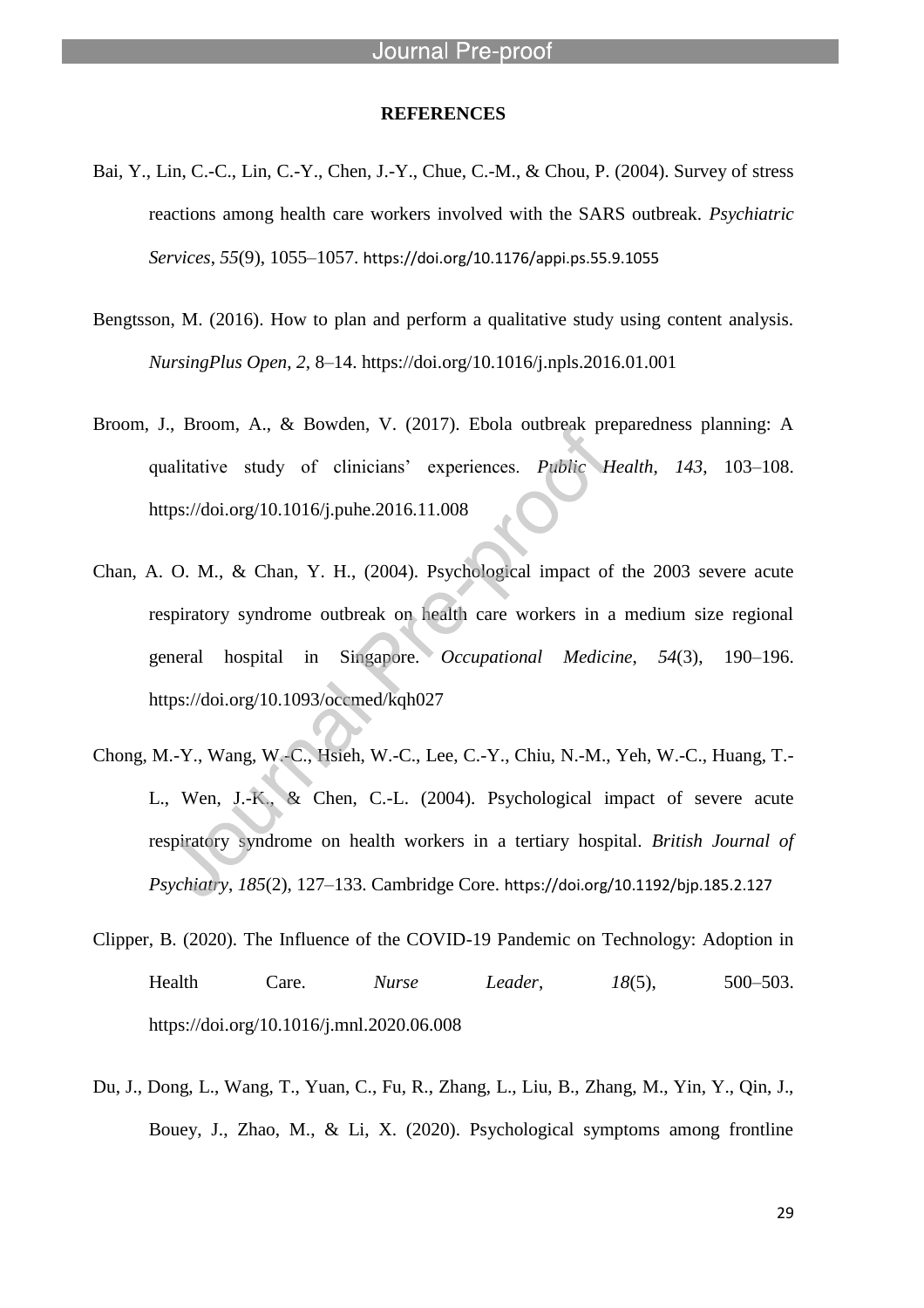**REFERENCES**

Bai, Y., Lin, C.-C., Lin, C.-Y., Chen, J.-Y., Chue, C.-M., & Chou, P. (2004). Survey of stress reactions among health care workers involved with the SARS outbreak. *Psychiatric Services*, *55*(9), 1055–1057. https://doi.org/10.1176/appi.ps.55.9.1055

Bengtsson, M. (2016). How to plan and perform a qualitative study using content analysis. *NursingPlus Open*, *2*, 8–14. https://doi.org/10.1016/j.npls.2016.01.001

Broom, J., Broom, A., & Bowden, V. (2017). Ebola outbreak preparedness planning: A qualitative study of clinicians' experiences. *Public Health*, *143*, 103–108. https://doi.org/10.1016/j.puhe.2016.11.008

Chan, A. O. M., & Chan, Y. H., (2004). Psychological impact of the 2003 severe acute respiratory syndrome outbreak on health care workers in a medium size regional general hospital in Singapore. *Occupational Medicine*, *54*(3), 190–196. https://doi.org/10.1093/occmed/kqh027

Chong, M.-Y., Wang, W.-C., Hsieh, W.-C., Lee, C.-Y., Chiu, N.-M., Yeh, W.-C., Huang, T.-L., Wen, J.-K., & Chen, C.-L. (2004). Psychological impact of severe acute respiratory syndrome on health workers in a tertiary hospital. *British Journal of Psychiatry*, *185*(2), 127–133. Cambridge Core. https://doi.org/10.1192/bjp.185.2.127

Clipper, B. (2020). The Influence of the COVID-19 Pandemic on Technology: Adoption in Health Care. *Nurse Leader*, *18*(5), 500–503. https://doi.org/10.1016/j.mnl.2020.06.008

Du, J., Dong, L., Wang, T., Yuan, C., Fu, R., Zhang, L., Liu, B., Zhang, M., Yin, Y., Qin, J., Bouey, J., Zhao, M., & Li, X. (2020). Psychological symptoms among frontline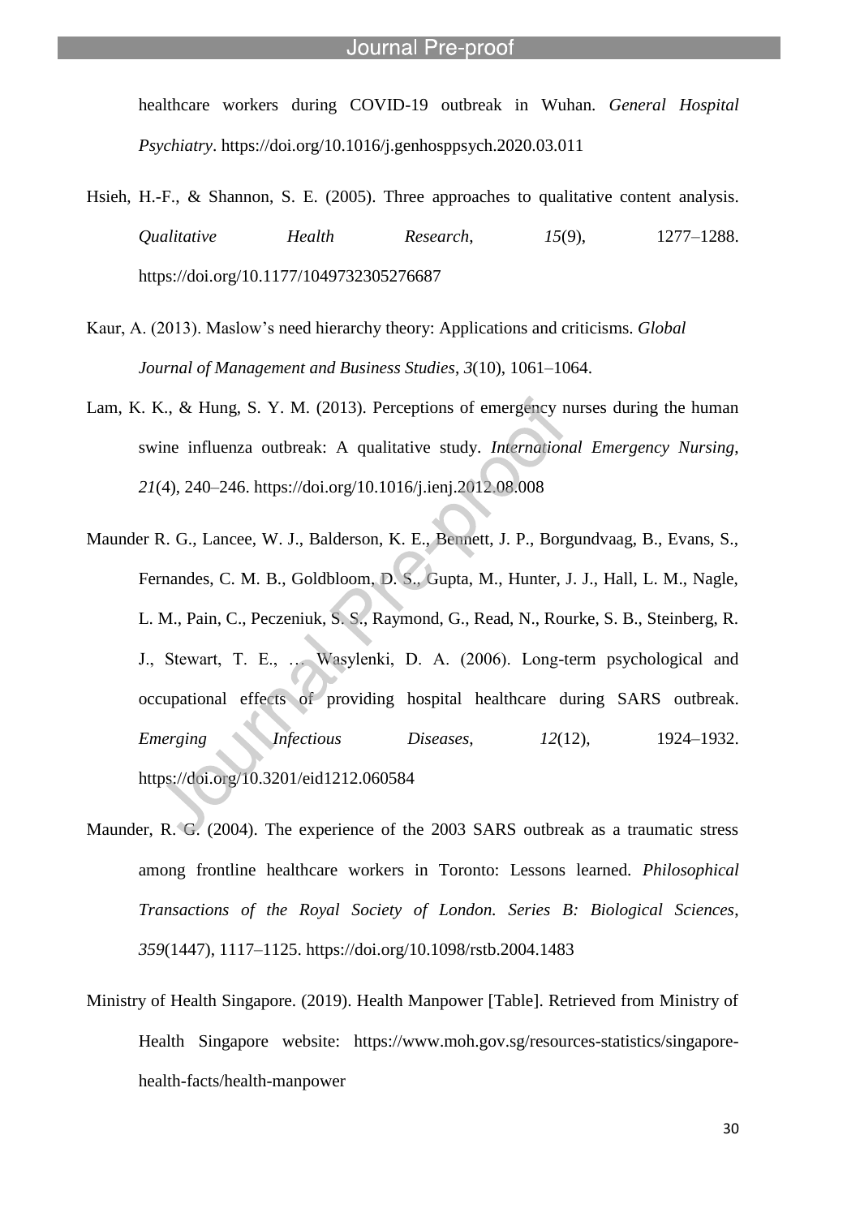healthcare workers during COVID-19 outbreak in Wuhan. *General Hospital Psychiatry*. https://doi.org/10.1016/j.genhosppsych.2020.03.011

Hsieh, H.-F., & Shannon, S. E. (2005). Three approaches to qualitative content analysis. *Qualitative Health Research*, *15*(9), 1277–1288. https://doi.org/10.1177/1049732305276687

Kaur, A. (2013). Maslow's need hierarchy theory: Applications and criticisms. *Global Journal of Management and Business Studies*, *3*(10), 1061–1064.

Lam, K. K., & Hung, S. Y. M. (2013). Perceptions of emergency nurses during the human swine influenza outbreak: A qualitative study. *International Emergency Nursing*, *21*(4), 240–246. https://doi.org/10.1016/j.ienj.2012.08.008

Maunder R. G., Lancee, W. J., Balderson, K. E., Bennett, J. P., Borgundvaag, B., Evans, S., Fernandes, C. M. B., Goldbloom, D. S., Gupta, M., Hunter, J. J., Hall, L. M., Nagle, L. M., Pain, C., Peczeniuk, S. S., Raymond, G., Read, N., Rourke, S. B., Steinberg, R. J., Stewart, T. E., … Wasylenki, D. A. (2006). Long-term psychological and occupational effects of providing hospital healthcare during SARS outbreak. *Emerging Infectious Diseases*, *12*(12), 1924–1932. https://doi.org/10.3201/eid1212.060584

Maunder, R. G. (2004). The experience of the 2003 SARS outbreak as a traumatic stress among frontline healthcare workers in Toronto: Lessons learned. *Philosophical Transactions of the Royal Society of London. Series B: Biological Sciences*, *359*(1447), 1117–1125. https://doi.org/10.1098/rstb.2004.1483

Ministry of Health Singapore. (2019). Health Manpower [Table]. Retrieved from Ministry of Health Singapore website: https://www.moh.gov.sg/resources-statistics/singapore-health-facts/health-manpower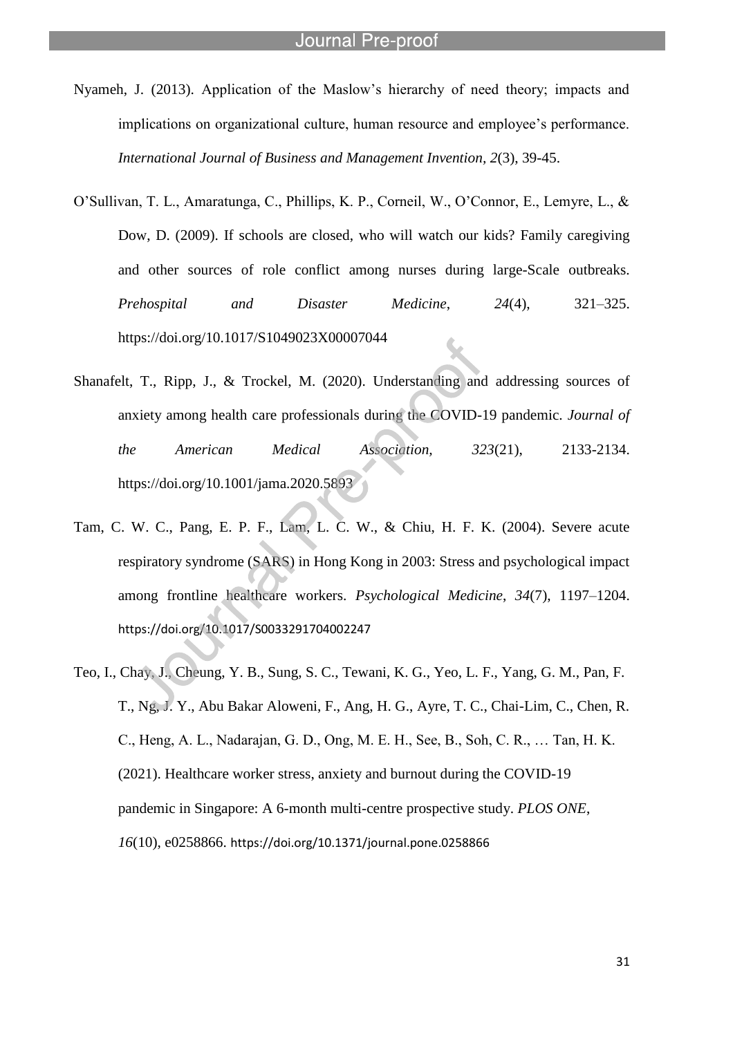Nyameh, J. (2013). Application of the Maslow's hierarchy of need theory; impacts and implications on organizational culture, human resource and employee's performance. *International Journal of Business and Management Invention, 2*(3), 39-45.

O'Sullivan, T. L., Amaratunga, C., Phillips, K. P., Corneil, W., O'Connor, E., Lemyre, L., & Dow, D. (2009). If schools are closed, who will watch our kids? Family caregiving and other sources of role conflict among nurses during large-Scale outbreaks. *Prehospital and Disaster Medicine*, *24*(4), 321–325. https://doi.org/10.1017/S1049023X00007044

Shanafelt, T., Ripp, J., & Trockel, M. (2020). Understanding and addressing sources of anxiety among health care professionals during the COVID-19 pandemic. *Journal of the American Medical Association, 323*(21), 2133-2134. https://doi.org/10.1001/jama.2020.5893

Tam, C. W. C., Pang, E. P. F., Lam, L. C. W., & Chiu, H. F. K. (2004). Severe acute respiratory syndrome (SARS) in Hong Kong in 2003: Stress and psychological impact among frontline healthcare workers. *Psychological Medicine*, *34*(7), 1197–1204. https://doi.org/10.1017/S0033291704002247

Teo, I., Chay, J., Cheung, Y. B., Sung, S. C., Tewani, K. G., Yeo, L. F., Yang, G. M., Pan, F. T., Ng, J. Y., Abu Bakar Aloweni, F., Ang, H. G., Ayre, T. C., Chai-Lim, C., Chen, R. C., Heng, A. L., Nadarajan, G. D., Ong, M. E. H., See, B., Soh, C. R., … Tan, H. K. (2021). Healthcare worker stress, anxiety and burnout during the COVID-19 pandemic in Singapore: A 6-month multi-centre prospective study. *PLOS ONE*, *16*(10), e0258866. https://doi.org/10.1371/journal.pone.0258866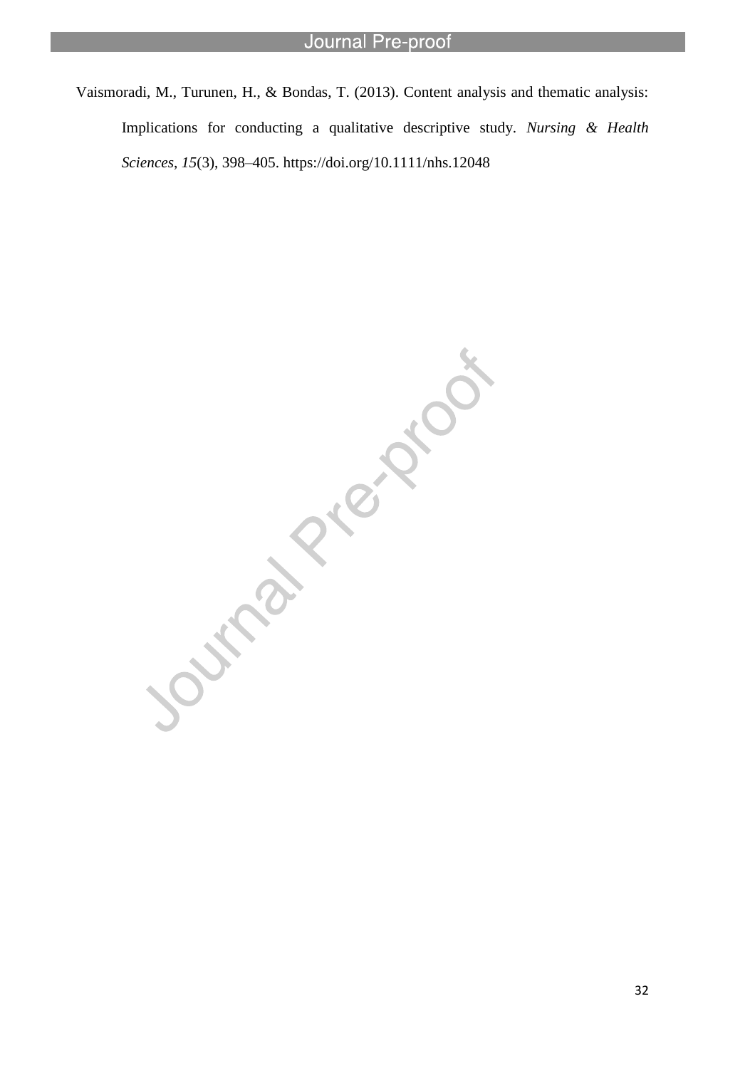Vaismoradi, M., Turunen, H., & Bondas, T. (2013). Content analysis and thematic analysis: Implications for conducting a qualitative descriptive study. *Nursing & Health Sciences*, *15*(3), 398–405. https://doi.org/10.1111/nhs.12048